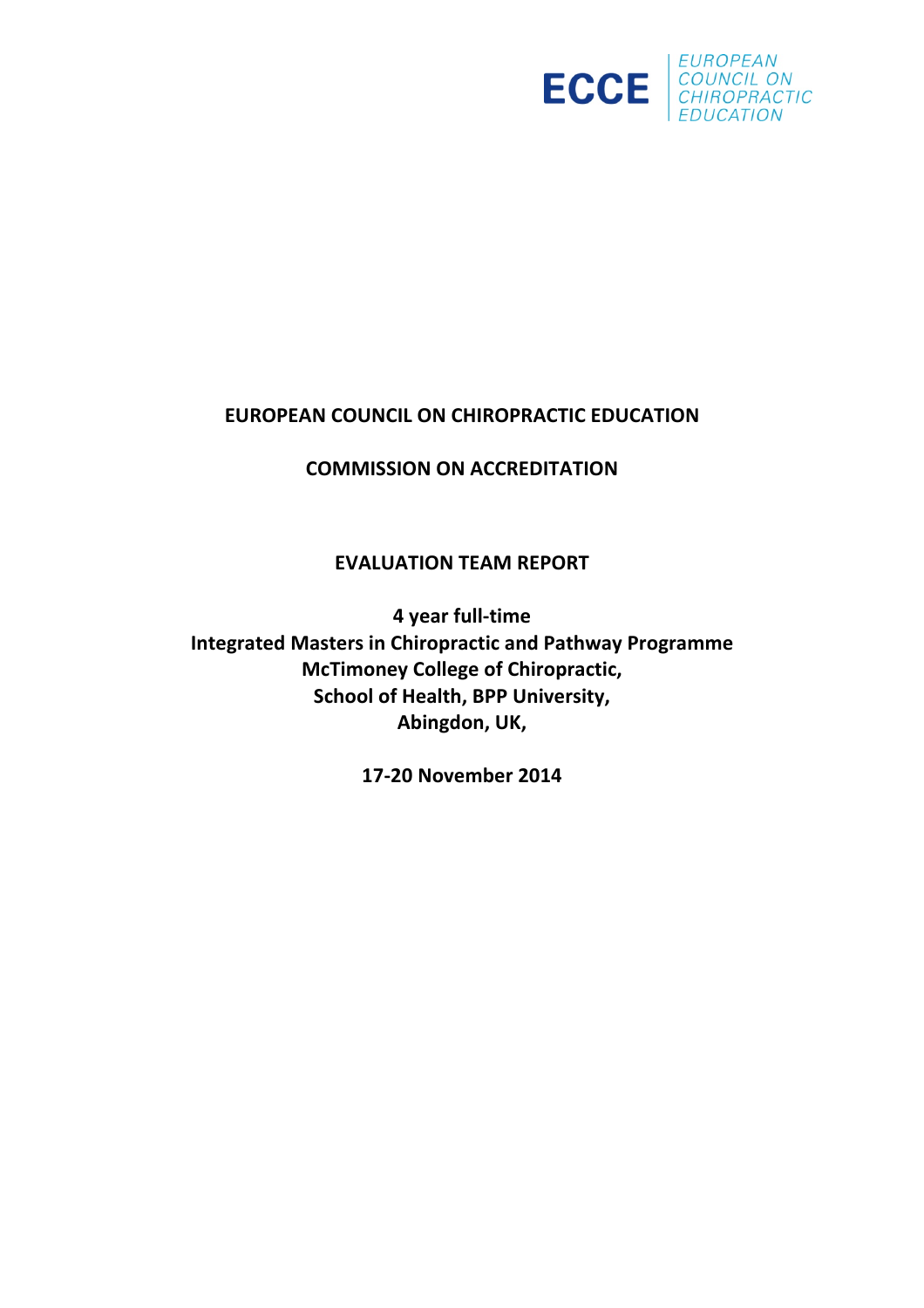ECCE | EUROPEAN COUNCIL ON CHIROPRACTIC EDUCATION

# EUROPEAN COUNCIL ON CHIROPRACTIC EDUCATION

## COMMISSION ON ACCREDITATION

## EVALUATION TEAM REPORT

**4 year full-time**
**Integrated Masters in Chiropractic and Pathway Programme**
**McTimoney College of Chiropractic,**
**School of Health, BPP University,**
**Abingdon, UK,**

**17-20 November 2014**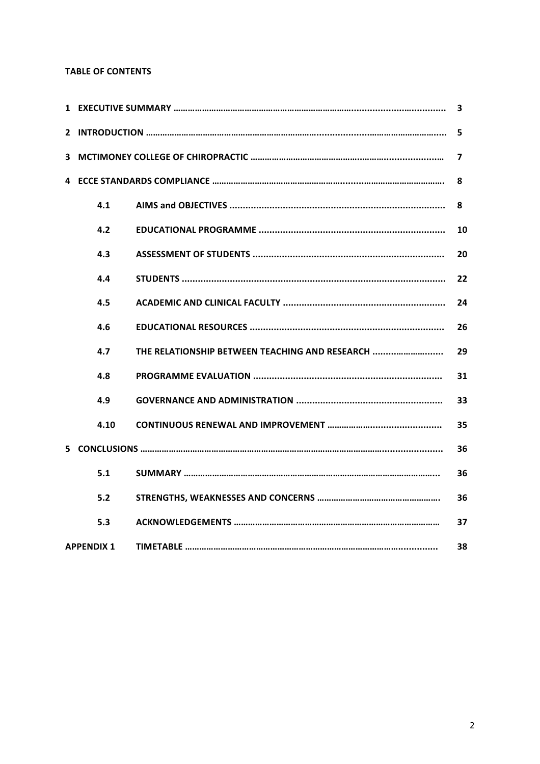**TABLE OF CONTENTS**

| | | | |
|---|---|---|---|
| 1 | EXECUTIVE SUMMARY | | 3 |
| 2 | INTRODUCTION | | 5 |
| 3 | MCTIMONEY COLLEGE OF CHIROPRACTIC | | 7 |
| 4 | ECCE STANDARDS COMPLIANCE | | 8 |
| | 4.1 | AIMS and OBJECTIVES | 8 |
| | 4.2 | EDUCATIONAL PROGRAMME | 10 |
| | 4.3 | ASSESSMENT OF STUDENTS | 20 |
| | 4.4 | STUDENTS | 22 |
| | 4.5 | ACADEMIC AND CLINICAL FACULTY | 24 |
| | 4.6 | EDUCATIONAL RESOURCES | 26 |
| | 4.7 | THE RELATIONSHIP BETWEEN TEACHING AND RESEARCH | 29 |
| | 4.8 | PROGRAMME EVALUATION | 31 |
| | 4.9 | GOVERNANCE AND ADMINISTRATION | 33 |
| | 4.10 | CONTINUOUS RENEWAL AND IMPROVEMENT | 35 |
| 5 | CONCLUSIONS | | 36 |
| | 5.1 | SUMMARY | 36 |
| | 5.2 | STRENGTHS, WEAKNESSES AND CONCERNS | 36 |
| | 5.3 | ACKNOWLEDGEMENTS | 37 |
| APPENDIX 1 | | TIMETABLE | 38 |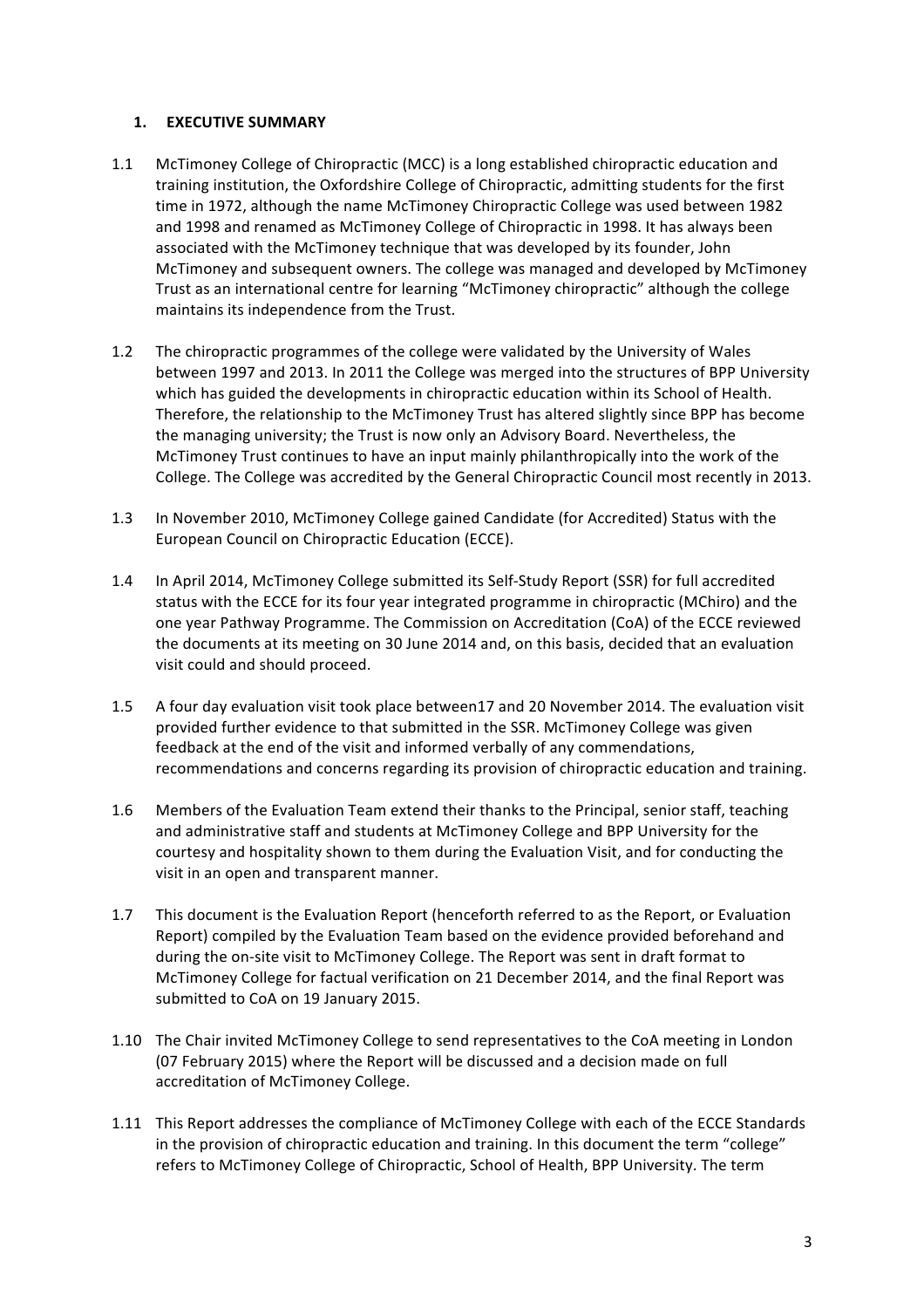## 1. EXECUTIVE SUMMARY

1.1 McTimoney College of Chiropractic (MCC) is a long established chiropractic education and training institution, the Oxfordshire College of Chiropractic, admitting students for the first time in 1972, although the name McTimoney Chiropractic College was used between 1982 and 1998 and renamed as McTimoney College of Chiropractic in 1998. It has always been associated with the McTimoney technique that was developed by its founder, John McTimoney and subsequent owners. The college was managed and developed by McTimoney Trust as an international centre for learning "McTimoney chiropractic" although the college maintains its independence from the Trust.

1.2 The chiropractic programmes of the college were validated by the University of Wales between 1997 and 2013. In 2011 the College was merged into the structures of BPP University which has guided the developments in chiropractic education within its School of Health. Therefore, the relationship to the McTimoney Trust has altered slightly since BPP has become the managing university; the Trust is now only an Advisory Board. Nevertheless, the McTimoney Trust continues to have an input mainly philanthropically into the work of the College. The College was accredited by the General Chiropractic Council most recently in 2013.

1.3 In November 2010, McTimoney College gained Candidate (for Accredited) Status with the European Council on Chiropractic Education (ECCE).

1.4 In April 2014, McTimoney College submitted its Self-Study Report (SSR) for full accredited status with the ECCE for its four year integrated programme in chiropractic (MChiro) and the one year Pathway Programme. The Commission on Accreditation (CoA) of the ECCE reviewed the documents at its meeting on 30 June 2014 and, on this basis, decided that an evaluation visit could and should proceed.

1.5 A four day evaluation visit took place between17 and 20 November 2014. The evaluation visit provided further evidence to that submitted in the SSR. McTimoney College was given feedback at the end of the visit and informed verbally of any commendations, recommendations and concerns regarding its provision of chiropractic education and training.

1.6 Members of the Evaluation Team extend their thanks to the Principal, senior staff, teaching and administrative staff and students at McTimoney College and BPP University for the courtesy and hospitality shown to them during the Evaluation Visit, and for conducting the visit in an open and transparent manner.

1.7 This document is the Evaluation Report (henceforth referred to as the Report, or Evaluation Report) compiled by the Evaluation Team based on the evidence provided beforehand and during the on-site visit to McTimoney College. The Report was sent in draft format to McTimoney College for factual verification on 21 December 2014, and the final Report was submitted to CoA on 19 January 2015.

1.10 The Chair invited McTimoney College to send representatives to the CoA meeting in London (07 February 2015) where the Report will be discussed and a decision made on full accreditation of McTimoney College.

1.11 This Report addresses the compliance of McTimoney College with each of the ECCE Standards in the provision of chiropractic education and training. In this document the term "college" refers to McTimoney College of Chiropractic, School of Health, BPP University. The term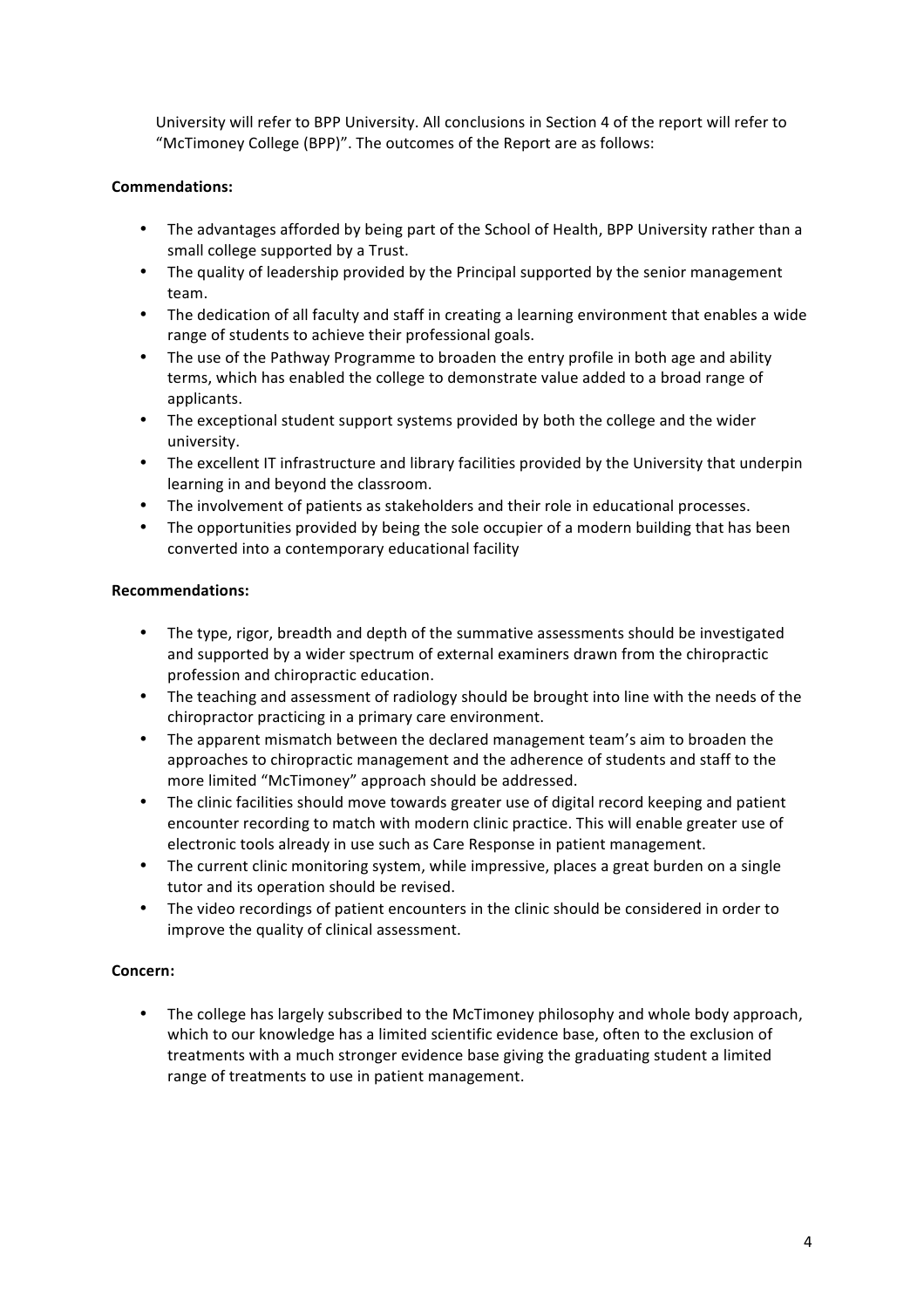University will refer to BPP University. All conclusions in Section 4 of the report will refer to "McTimoney College (BPP)". The outcomes of the Report are as follows:

**Commendations:**

- The advantages afforded by being part of the School of Health, BPP University rather than a small college supported by a Trust.
- The quality of leadership provided by the Principal supported by the senior management team.
- The dedication of all faculty and staff in creating a learning environment that enables a wide range of students to achieve their professional goals.
- The use of the Pathway Programme to broaden the entry profile in both age and ability terms, which has enabled the college to demonstrate value added to a broad range of applicants.
- The exceptional student support systems provided by both the college and the wider university.
- The excellent IT infrastructure and library facilities provided by the University that underpin learning in and beyond the classroom.
- The involvement of patients as stakeholders and their role in educational processes.
- The opportunities provided by being the sole occupier of a modern building that has been converted into a contemporary educational facility

**Recommendations:**

- The type, rigor, breadth and depth of the summative assessments should be investigated and supported by a wider spectrum of external examiners drawn from the chiropractic profession and chiropractic education.
- The teaching and assessment of radiology should be brought into line with the needs of the chiropractor practicing in a primary care environment.
- The apparent mismatch between the declared management team's aim to broaden the approaches to chiropractic management and the adherence of students and staff to the more limited "McTimoney" approach should be addressed.
- The clinic facilities should move towards greater use of digital record keeping and patient encounter recording to match with modern clinic practice. This will enable greater use of electronic tools already in use such as Care Response in patient management.
- The current clinic monitoring system, while impressive, places a great burden on a single tutor and its operation should be revised.
- The video recordings of patient encounters in the clinic should be considered in order to improve the quality of clinical assessment.

**Concern:**

- The college has largely subscribed to the McTimoney philosophy and whole body approach, which to our knowledge has a limited scientific evidence base, often to the exclusion of treatments with a much stronger evidence base giving the graduating student a limited range of treatments to use in patient management.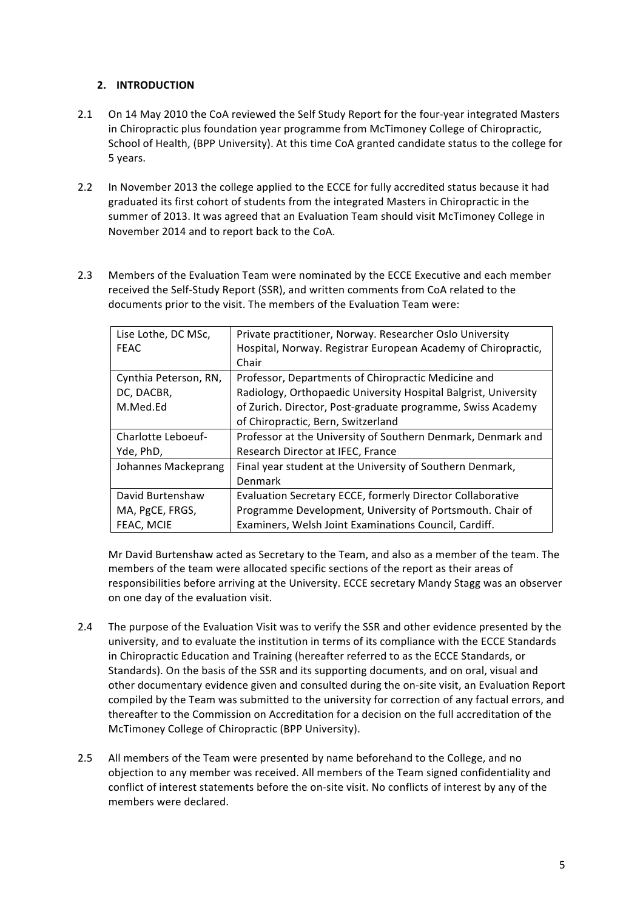## 2. INTRODUCTION

2.1 On 14 May 2010 the CoA reviewed the Self Study Report for the four-year integrated Masters in Chiropractic plus foundation year programme from McTimoney College of Chiropractic, School of Health, (BPP University). At this time CoA granted candidate status to the college for 5 years.

2.2 In November 2013 the college applied to the ECCE for fully accredited status because it had graduated its first cohort of students from the integrated Masters in Chiropractic in the summer of 2013. It was agreed that an Evaluation Team should visit McTimoney College in November 2014 and to report back to the CoA.

2.3 Members of the Evaluation Team were nominated by the ECCE Executive and each member received the Self-Study Report (SSR), and written comments from CoA related to the documents prior to the visit. The members of the Evaluation Team were:

| | |
|---|---|
| Lise Lothe, DC MSc, FEAC | Private practitioner, Norway. Researcher Oslo University Hospital, Norway. Registrar European Academy of Chiropractic, Chair |
| Cynthia Peterson, RN, DC, DACBR, M.Med.Ed | Professor, Departments of Chiropractic Medicine and Radiology, Orthopaedic University Hospital Balgrist, University of Zurich. Director, Post-graduate programme, Swiss Academy of Chiropractic, Bern, Switzerland |
| Charlotte Leboeuf-Yde, PhD, | Professor at the University of Southern Denmark, Denmark and Research Director at IFEC, France |
| Johannes Mackeprang | Final year student at the University of Southern Denmark, Denmark |
| David Burtenshaw MA, PgCE, FRGS, FEAC, MCIE | Evaluation Secretary ECCE, formerly Director Collaborative Programme Development, University of Portsmouth. Chair of Examiners, Welsh Joint Examinations Council, Cardiff. |

Mr David Burtenshaw acted as Secretary to the Team, and also as a member of the team. The members of the team were allocated specific sections of the report as their areas of responsibilities before arriving at the University. ECCE secretary Mandy Stagg was an observer on one day of the evaluation visit.

2.4 The purpose of the Evaluation Visit was to verify the SSR and other evidence presented by the university, and to evaluate the institution in terms of its compliance with the ECCE Standards in Chiropractic Education and Training (hereafter referred to as the ECCE Standards, or Standards). On the basis of the SSR and its supporting documents, and on oral, visual and other documentary evidence given and consulted during the on-site visit, an Evaluation Report compiled by the Team was submitted to the university for correction of any factual errors, and thereafter to the Commission on Accreditation for a decision on the full accreditation of the McTimoney College of Chiropractic (BPP University).

2.5 All members of the Team were presented by name beforehand to the College, and no objection to any member was received. All members of the Team signed confidentiality and conflict of interest statements before the on-site visit. No conflicts of interest by any of the members were declared.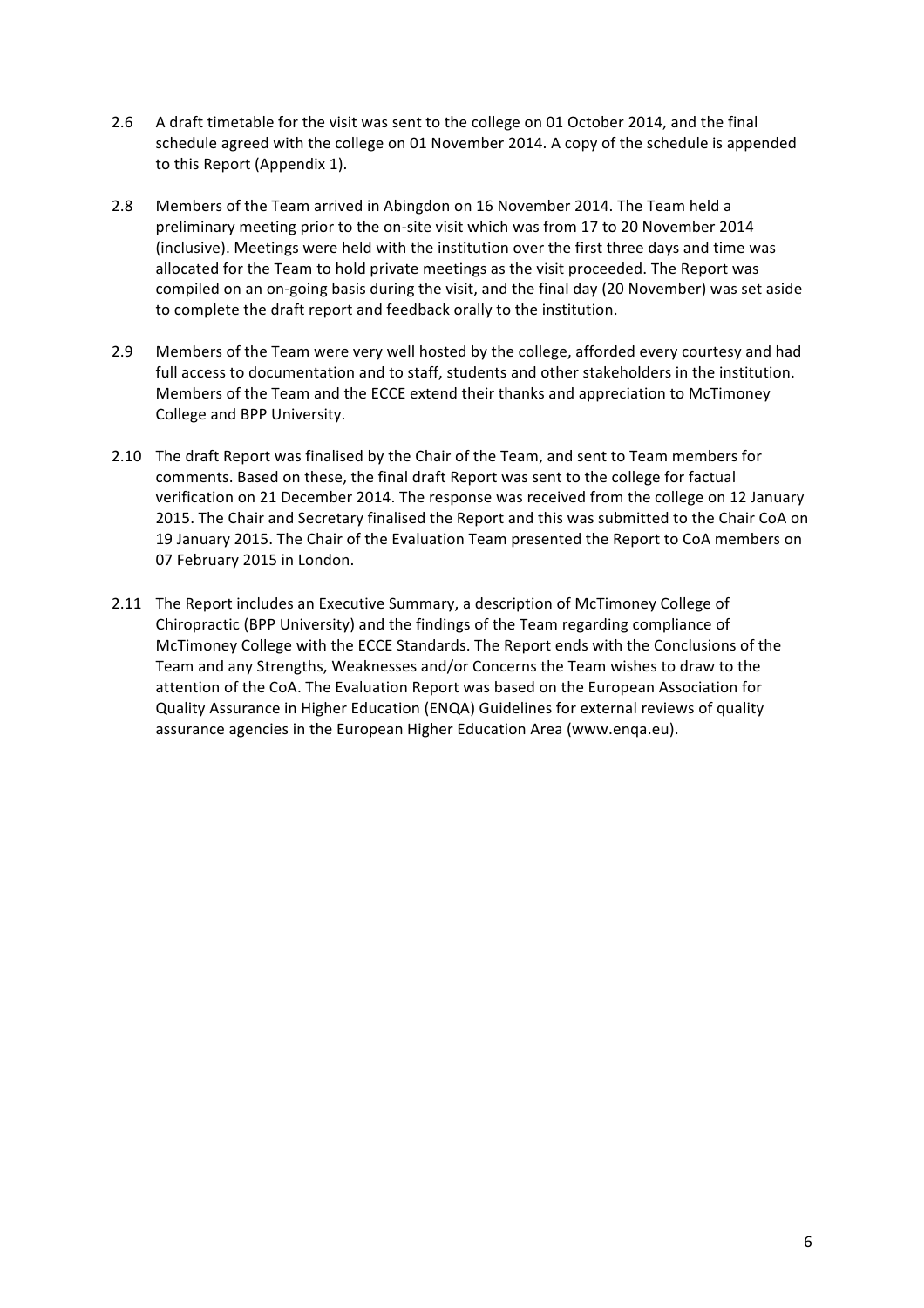2.6 A draft timetable for the visit was sent to the college on 01 October 2014, and the final schedule agreed with the college on 01 November 2014. A copy of the schedule is appended to this Report (Appendix 1).

2.8 Members of the Team arrived in Abingdon on 16 November 2014. The Team held a preliminary meeting prior to the on-site visit which was from 17 to 20 November 2014 (inclusive). Meetings were held with the institution over the first three days and time was allocated for the Team to hold private meetings as the visit proceeded. The Report was compiled on an on-going basis during the visit, and the final day (20 November) was set aside to complete the draft report and feedback orally to the institution.

2.9 Members of the Team were very well hosted by the college, afforded every courtesy and had full access to documentation and to staff, students and other stakeholders in the institution. Members of the Team and the ECCE extend their thanks and appreciation to McTimoney College and BPP University.

2.10 The draft Report was finalised by the Chair of the Team, and sent to Team members for comments. Based on these, the final draft Report was sent to the college for factual verification on 21 December 2014. The response was received from the college on 12 January 2015. The Chair and Secretary finalised the Report and this was submitted to the Chair CoA on 19 January 2015. The Chair of the Evaluation Team presented the Report to CoA members on 07 February 2015 in London.

2.11 The Report includes an Executive Summary, a description of McTimoney College of Chiropractic (BPP University) and the findings of the Team regarding compliance of McTimoney College with the ECCE Standards. The Report ends with the Conclusions of the Team and any Strengths, Weaknesses and/or Concerns the Team wishes to draw to the attention of the CoA. The Evaluation Report was based on the European Association for Quality Assurance in Higher Education (ENQA) Guidelines for external reviews of quality assurance agencies in the European Higher Education Area (www.enqa.eu).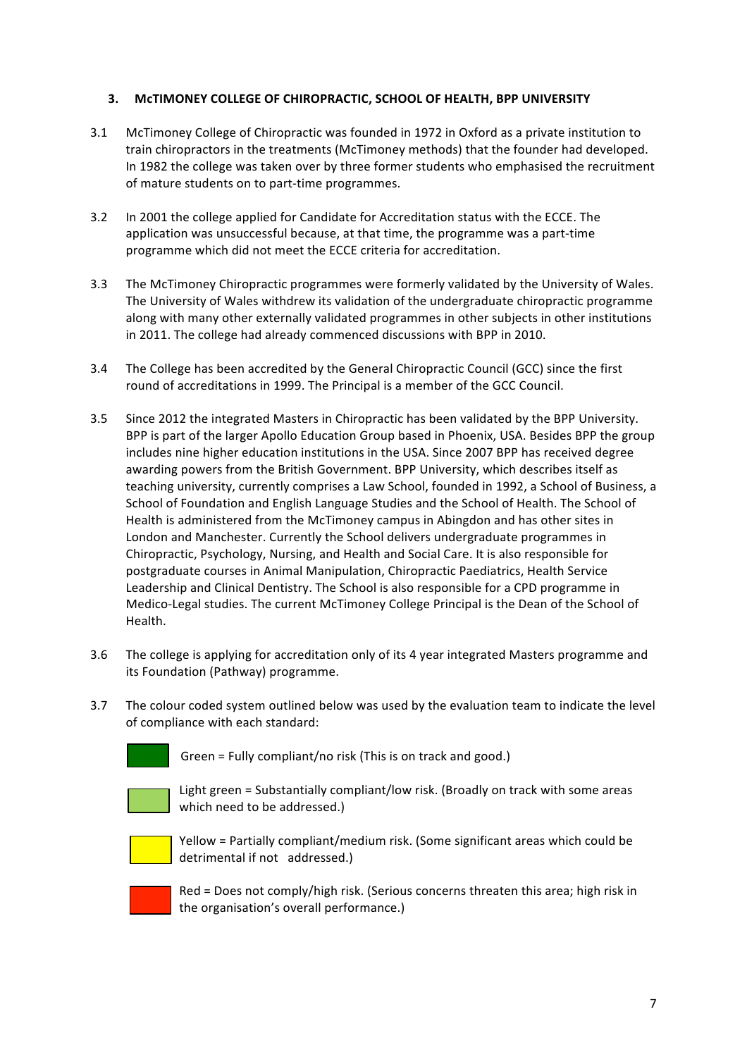## 3. McTIMONEY COLLEGE OF CHIROPRACTIC, SCHOOL OF HEALTH, BPP UNIVERSITY

3.1 McTimoney College of Chiropractic was founded in 1972 in Oxford as a private institution to train chiropractors in the treatments (McTimoney methods) that the founder had developed. In 1982 the college was taken over by three former students who emphasised the recruitment of mature students on to part-time programmes.

3.2 In 2001 the college applied for Candidate for Accreditation status with the ECCE. The application was unsuccessful because, at that time, the programme was a part-time programme which did not meet the ECCE criteria for accreditation.

3.3 The McTimoney Chiropractic programmes were formerly validated by the University of Wales. The University of Wales withdrew its validation of the undergraduate chiropractic programme along with many other externally validated programmes in other subjects in other institutions in 2011. The college had already commenced discussions with BPP in 2010.

3.4 The College has been accredited by the General Chiropractic Council (GCC) since the first round of accreditations in 1999. The Principal is a member of the GCC Council.

3.5 Since 2012 the integrated Masters in Chiropractic has been validated by the BPP University. BPP is part of the larger Apollo Education Group based in Phoenix, USA. Besides BPP the group includes nine higher education institutions in the USA. Since 2007 BPP has received degree awarding powers from the British Government. BPP University, which describes itself as teaching university, currently comprises a Law School, founded in 1992, a School of Business, a School of Foundation and English Language Studies and the School of Health. The School of Health is administered from the McTimoney campus in Abingdon and has other sites in London and Manchester. Currently the School delivers undergraduate programmes in Chiropractic, Psychology, Nursing, and Health and Social Care. It is also responsible for postgraduate courses in Animal Manipulation, Chiropractic Paediatrics, Health Service Leadership and Clinical Dentistry. The School is also responsible for a CPD programme in Medico-Legal studies. The current McTimoney College Principal is the Dean of the School of Health.

3.6 The college is applying for accreditation only of its 4 year integrated Masters programme and its Foundation (Pathway) programme.

3.7 The colour coded system outlined below was used by the evaluation team to indicate the level of compliance with each standard:

- Green = Fully compliant/no risk (This is on track and good.)
- Light green = Substantially compliant/low risk. (Broadly on track with some areas which need to be addressed.)
- Yellow = Partially compliant/medium risk. (Some significant areas which could be detrimental if not addressed.)
- Red = Does not comply/high risk. (Serious concerns threaten this area; high risk in the organisation's overall performance.)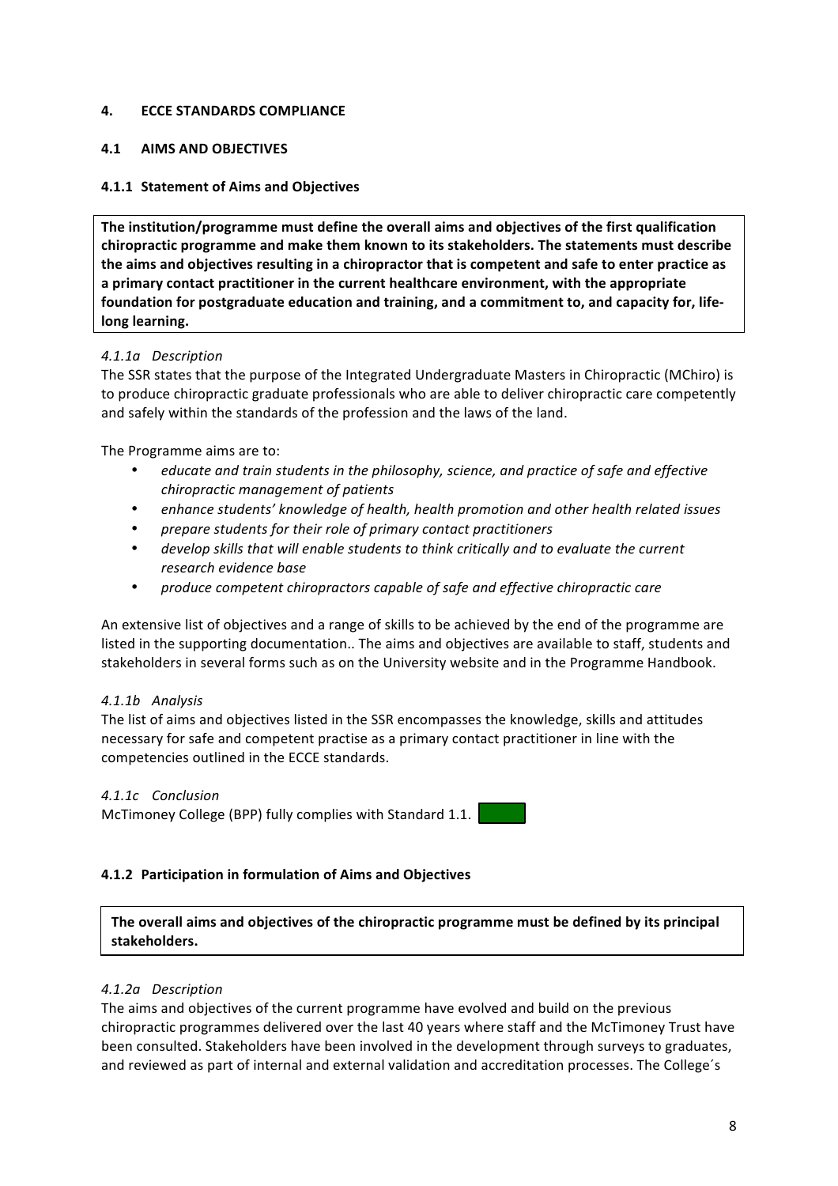## 4. ECCE STANDARDS COMPLIANCE

### 4.1 AIMS AND OBJECTIVES

#### 4.1.1 Statement of Aims and Objectives

**The institution/programme must define the overall aims and objectives of the first qualification chiropractic programme and make them known to its stakeholders. The statements must describe the aims and objectives resulting in a chiropractor that is competent and safe to enter practice as a primary contact practitioner in the current healthcare environment, with the appropriate foundation for postgraduate education and training, and a commitment to, and capacity for, life-long learning.**

*4.1.1a Description*

The SSR states that the purpose of the Integrated Undergraduate Masters in Chiropractic (MChiro) is to produce chiropractic graduate professionals who are able to deliver chiropractic care competently and safely within the standards of the profession and the laws of the land.

The Programme aims are to:

- *educate and train students in the philosophy, science, and practice of safe and effective chiropractic management of patients*
- *enhance students' knowledge of health, health promotion and other health related issues*
- *prepare students for their role of primary contact practitioners*
- *develop skills that will enable students to think critically and to evaluate the current research evidence base*
- *produce competent chiropractors capable of safe and effective chiropractic care*

An extensive list of objectives and a range of skills to be achieved by the end of the programme are listed in the supporting documentation.. The aims and objectives are available to staff, students and stakeholders in several forms such as on the University website and in the Programme Handbook.

*4.1.1b Analysis*

The list of aims and objectives listed in the SSR encompasses the knowledge, skills and attitudes necessary for safe and competent practise as a primary contact practitioner in line with the competencies outlined in the ECCE standards.

*4.1.1c Conclusion*

McTimoney College (BPP) fully complies with Standard 1.1.

#### 4.1.2 Participation in formulation of Aims and Objectives

**The overall aims and objectives of the chiropractic programme must be defined by its principal stakeholders.**

*4.1.2a Description*

The aims and objectives of the current programme have evolved and build on the previous chiropractic programmes delivered over the last 40 years where staff and the McTimoney Trust have been consulted. Stakeholders have been involved in the development through surveys to graduates, and reviewed as part of internal and external validation and accreditation processes. The College´s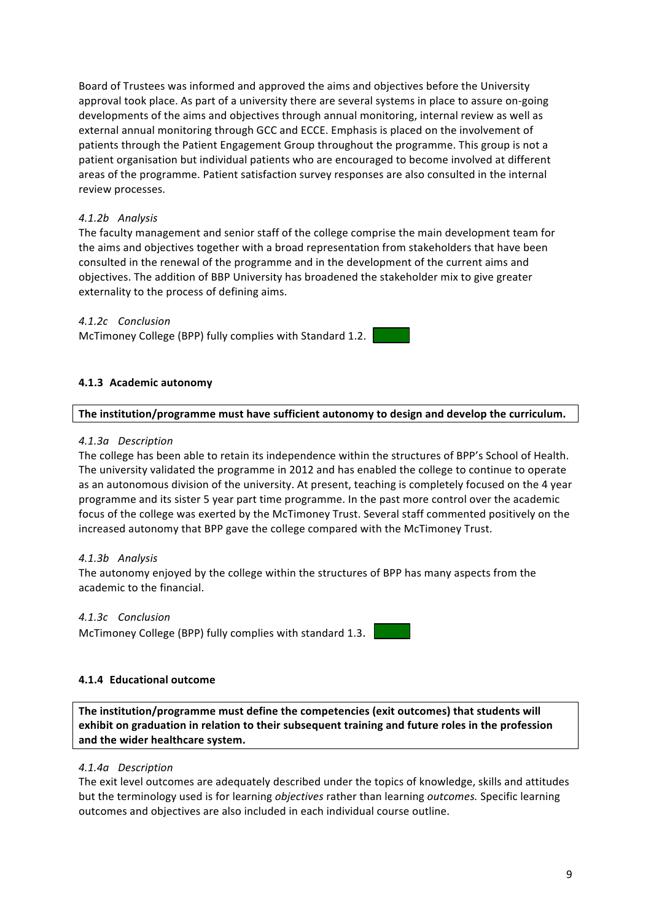Board of Trustees was informed and approved the aims and objectives before the University approval took place. As part of a university there are several systems in place to assure on-going developments of the aims and objectives through annual monitoring, internal review as well as external annual monitoring through GCC and ECCE. Emphasis is placed on the involvement of patients through the Patient Engagement Group throughout the programme. This group is not a patient organisation but individual patients who are encouraged to become involved at different areas of the programme. Patient satisfaction survey responses are also consulted in the internal review processes.

*4.1.2b Analysis*

The faculty management and senior staff of the college comprise the main development team for the aims and objectives together with a broad representation from stakeholders that have been consulted in the renewal of the programme and in the development of the current aims and objectives. The addition of BBP University has broadened the stakeholder mix to give greater externality to the process of defining aims.

*4.1.2c Conclusion*

McTimoney College (BPP) fully complies with Standard 1.2.

#### 4.1.3 Academic autonomy

**The institution/programme must have sufficient autonomy to design and develop the curriculum.**

*4.1.3a Description*

The college has been able to retain its independence within the structures of BPP's School of Health. The university validated the programme in 2012 and has enabled the college to continue to operate as an autonomous division of the university. At present, teaching is completely focused on the 4 year programme and its sister 5 year part time programme. In the past more control over the academic focus of the college was exerted by the McTimoney Trust. Several staff commented positively on the increased autonomy that BPP gave the college compared with the McTimoney Trust.

*4.1.3b Analysis*

The autonomy enjoyed by the college within the structures of BPP has many aspects from the academic to the financial.

*4.1.3c Conclusion*

McTimoney College (BPP) fully complies with standard 1.3.

#### 4.1.4 Educational outcome

**The institution/programme must define the competencies (exit outcomes) that students will exhibit on graduation in relation to their subsequent training and future roles in the profession and the wider healthcare system.**

*4.1.4a Description*

The exit level outcomes are adequately described under the topics of knowledge, skills and attitudes but the terminology used is for learning *objectives* rather than learning *outcomes.* Specific learning outcomes and objectives are also included in each individual course outline.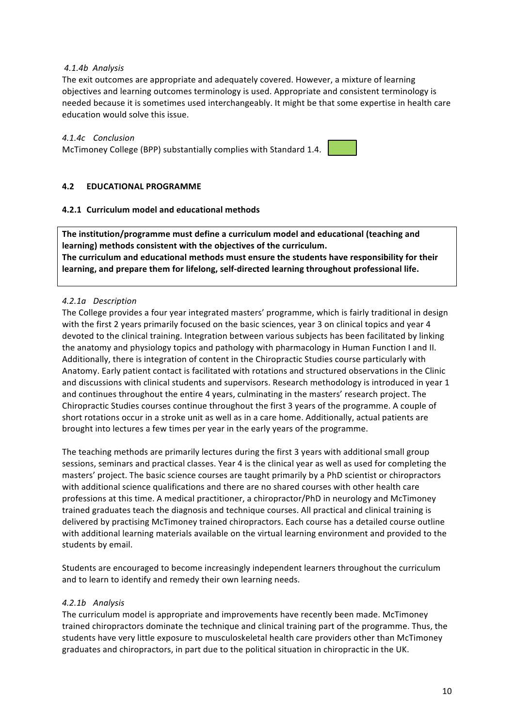*4.1.4b Analysis*

The exit outcomes are appropriate and adequately covered. However, a mixture of learning objectives and learning outcomes terminology is used. Appropriate and consistent terminology is needed because it is sometimes used interchangeably. It might be that some expertise in health care education would solve this issue.

*4.1.4c Conclusion*

McTimoney College (BPP) substantially complies with Standard 1.4.

## 4.2 EDUCATIONAL PROGRAMME

### 4.2.1 Curriculum model and educational methods

**The institution/programme must define a curriculum model and educational (teaching and learning) methods consistent with the objectives of the curriculum.**
**The curriculum and educational methods must ensure the students have responsibility for their learning, and prepare them for lifelong, self-directed learning throughout professional life.**

*4.2.1a Description*

The College provides a four year integrated masters' programme, which is fairly traditional in design with the first 2 years primarily focused on the basic sciences, year 3 on clinical topics and year 4 devoted to the clinical training. Integration between various subjects has been facilitated by linking the anatomy and physiology topics and pathology with pharmacology in Human Function I and II. Additionally, there is integration of content in the Chiropractic Studies course particularly with Anatomy. Early patient contact is facilitated with rotations and structured observations in the Clinic and discussions with clinical students and supervisors. Research methodology is introduced in year 1 and continues throughout the entire 4 years, culminating in the masters' research project. The Chiropractic Studies courses continue throughout the first 3 years of the programme. A couple of short rotations occur in a stroke unit as well as in a care home. Additionally, actual patients are brought into lectures a few times per year in the early years of the programme.

The teaching methods are primarily lectures during the first 3 years with additional small group sessions, seminars and practical classes. Year 4 is the clinical year as well as used for completing the masters' project. The basic science courses are taught primarily by a PhD scientist or chiropractors with additional science qualifications and there are no shared courses with other health care professions at this time. A medical practitioner, a chiropractor/PhD in neurology and McTimoney trained graduates teach the diagnosis and technique courses. All practical and clinical training is delivered by practising McTimoney trained chiropractors. Each course has a detailed course outline with additional learning materials available on the virtual learning environment and provided to the students by email.

Students are encouraged to become increasingly independent learners throughout the curriculum and to learn to identify and remedy their own learning needs.

*4.2.1b Analysis*

The curriculum model is appropriate and improvements have recently been made. McTimoney trained chiropractors dominate the technique and clinical training part of the programme. Thus, the students have very little exposure to musculoskeletal health care providers other than McTimoney graduates and chiropractors, in part due to the political situation in chiropractic in the UK.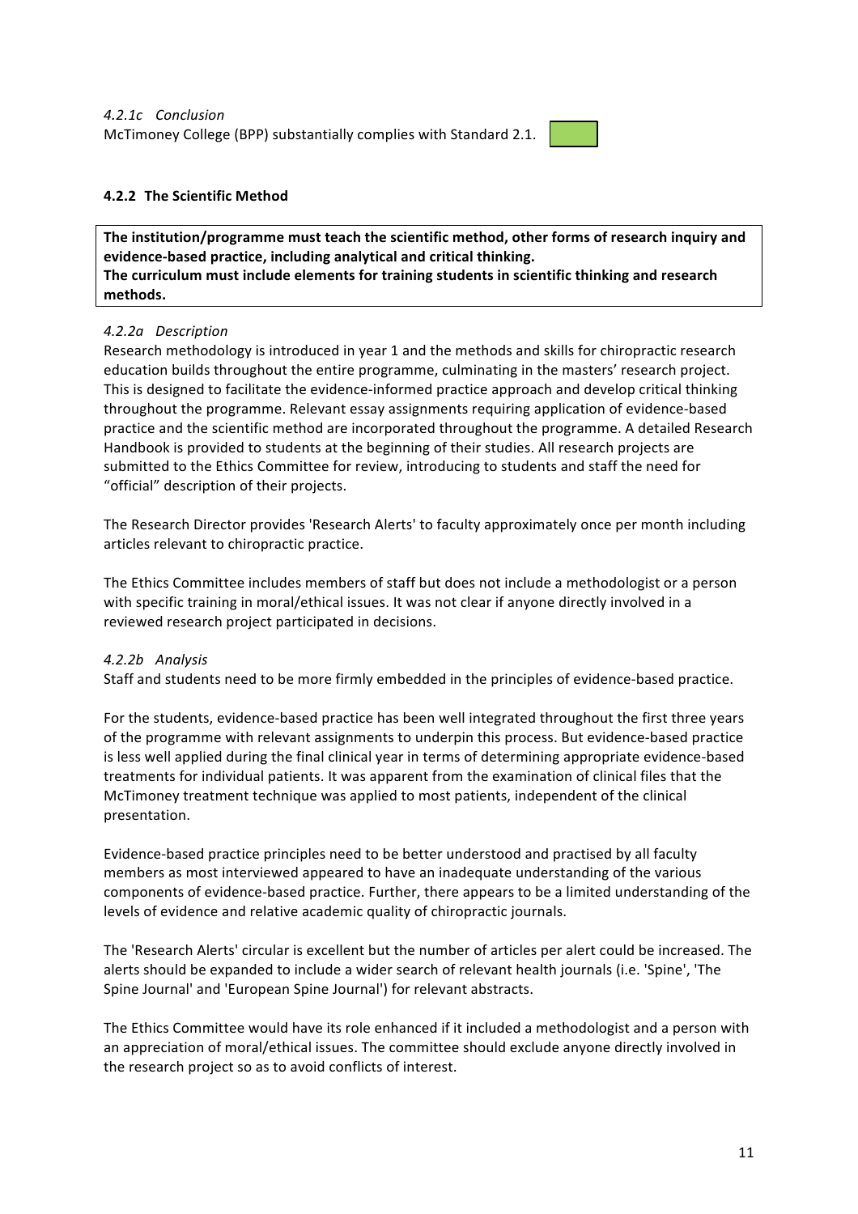*4.2.1c Conclusion*

McTimoney College (BPP) substantially complies with Standard 2.1.

### 4.2.2 The Scientific Method

**The institution/programme must teach the scientific method, other forms of research inquiry and evidence-based practice, including analytical and critical thinking.**
**The curriculum must include elements for training students in scientific thinking and research methods.**

*4.2.2a Description*

Research methodology is introduced in year 1 and the methods and skills for chiropractic research education builds throughout the entire programme, culminating in the masters' research project. This is designed to facilitate the evidence-informed practice approach and develop critical thinking throughout the programme. Relevant essay assignments requiring application of evidence-based practice and the scientific method are incorporated throughout the programme. A detailed Research Handbook is provided to students at the beginning of their studies. All research projects are submitted to the Ethics Committee for review, introducing to students and staff the need for "official" description of their projects.

The Research Director provides 'Research Alerts' to faculty approximately once per month including articles relevant to chiropractic practice.

The Ethics Committee includes members of staff but does not include a methodologist or a person with specific training in moral/ethical issues. It was not clear if anyone directly involved in a reviewed research project participated in decisions.

*4.2.2b Analysis*

Staff and students need to be more firmly embedded in the principles of evidence-based practice.

For the students, evidence-based practice has been well integrated throughout the first three years of the programme with relevant assignments to underpin this process. But evidence-based practice is less well applied during the final clinical year in terms of determining appropriate evidence-based treatments for individual patients. It was apparent from the examination of clinical files that the McTimoney treatment technique was applied to most patients, independent of the clinical presentation.

Evidence-based practice principles need to be better understood and practised by all faculty members as most interviewed appeared to have an inadequate understanding of the various components of evidence-based practice. Further, there appears to be a limited understanding of the levels of evidence and relative academic quality of chiropractic journals.

The 'Research Alerts' circular is excellent but the number of articles per alert could be increased. The alerts should be expanded to include a wider search of relevant health journals (i.e. 'Spine', 'The Spine Journal' and 'European Spine Journal') for relevant abstracts.

The Ethics Committee would have its role enhanced if it included a methodologist and a person with an appreciation of moral/ethical issues. The committee should exclude anyone directly involved in the research project so as to avoid conflicts of interest.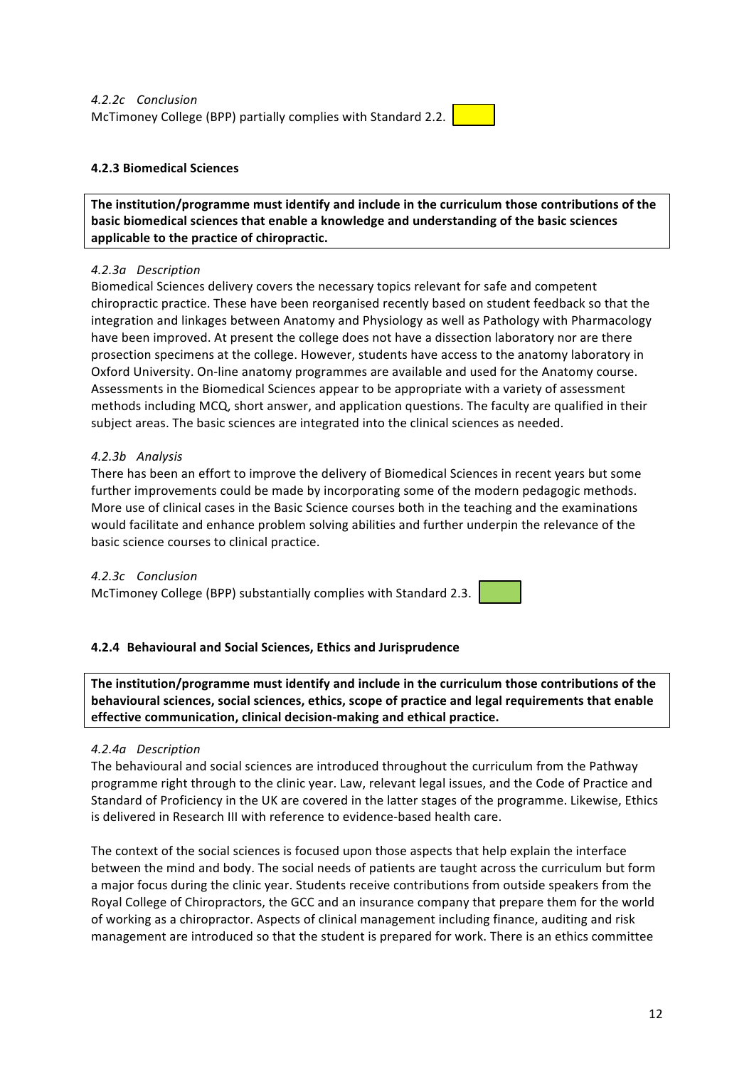*4.2.2c Conclusion*

McTimoney College (BPP) partially complies with Standard 2.2.

#### 4.2.3 Biomedical Sciences

**The institution/programme must identify and include in the curriculum those contributions of the basic biomedical sciences that enable a knowledge and understanding of the basic sciences applicable to the practice of chiropractic.**

*4.2.3a Description*

Biomedical Sciences delivery covers the necessary topics relevant for safe and competent chiropractic practice. These have been reorganised recently based on student feedback so that the integration and linkages between Anatomy and Physiology as well as Pathology with Pharmacology have been improved. At present the college does not have a dissection laboratory nor are there prosection specimens at the college. However, students have access to the anatomy laboratory in Oxford University. On-line anatomy programmes are available and used for the Anatomy course. Assessments in the Biomedical Sciences appear to be appropriate with a variety of assessment methods including MCQ, short answer, and application questions. The faculty are qualified in their subject areas. The basic sciences are integrated into the clinical sciences as needed.

*4.2.3b Analysis*

There has been an effort to improve the delivery of Biomedical Sciences in recent years but some further improvements could be made by incorporating some of the modern pedagogic methods. More use of clinical cases in the Basic Science courses both in the teaching and the examinations would facilitate and enhance problem solving abilities and further underpin the relevance of the basic science courses to clinical practice.

*4.2.3c Conclusion*

McTimoney College (BPP) substantially complies with Standard 2.3.

#### 4.2.4 Behavioural and Social Sciences, Ethics and Jurisprudence

**The institution/programme must identify and include in the curriculum those contributions of the behavioural sciences, social sciences, ethics, scope of practice and legal requirements that enable effective communication, clinical decision-making and ethical practice.**

*4.2.4a Description*

The behavioural and social sciences are introduced throughout the curriculum from the Pathway programme right through to the clinic year. Law, relevant legal issues, and the Code of Practice and Standard of Proficiency in the UK are covered in the latter stages of the programme. Likewise, Ethics is delivered in Research III with reference to evidence-based health care.

The context of the social sciences is focused upon those aspects that help explain the interface between the mind and body. The social needs of patients are taught across the curriculum but form a major focus during the clinic year. Students receive contributions from outside speakers from the Royal College of Chiropractors, the GCC and an insurance company that prepare them for the world of working as a chiropractor. Aspects of clinical management including finance, auditing and risk management are introduced so that the student is prepared for work. There is an ethics committee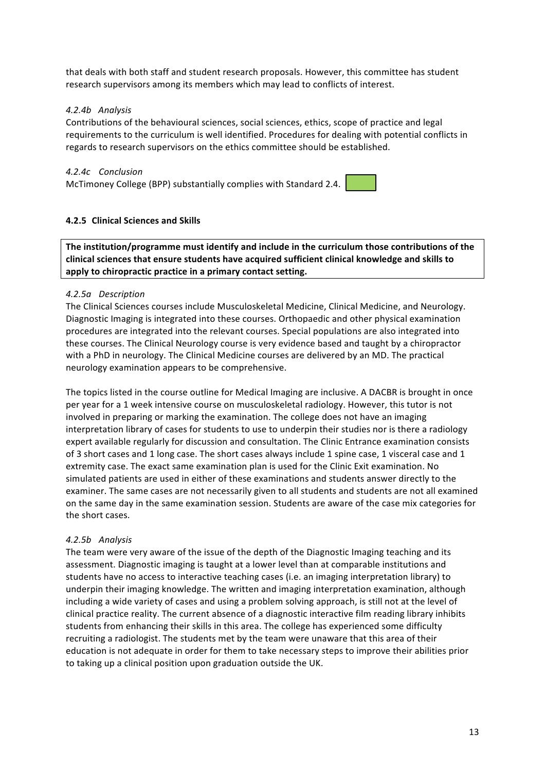that deals with both staff and student research proposals. However, this committee has student research supervisors among its members which may lead to conflicts of interest.

*4.2.4b Analysis*

Contributions of the behavioural sciences, social sciences, ethics, scope of practice and legal requirements to the curriculum is well identified. Procedures for dealing with potential conflicts in regards to research supervisors on the ethics committee should be established.

*4.2.4c Conclusion*

McTimoney College (BPP) substantially complies with Standard 2.4.

#### 4.2.5 Clinical Sciences and Skills

**The institution/programme must identify and include in the curriculum those contributions of the clinical sciences that ensure students have acquired sufficient clinical knowledge and skills to apply to chiropractic practice in a primary contact setting.**

*4.2.5a Description*

The Clinical Sciences courses include Musculoskeletal Medicine, Clinical Medicine, and Neurology. Diagnostic Imaging is integrated into these courses. Orthopaedic and other physical examination procedures are integrated into the relevant courses. Special populations are also integrated into these courses. The Clinical Neurology course is very evidence based and taught by a chiropractor with a PhD in neurology. The Clinical Medicine courses are delivered by an MD. The practical neurology examination appears to be comprehensive.

The topics listed in the course outline for Medical Imaging are inclusive. A DACBR is brought in once per year for a 1 week intensive course on musculoskeletal radiology. However, this tutor is not involved in preparing or marking the examination. The college does not have an imaging interpretation library of cases for students to use to underpin their studies nor is there a radiology expert available regularly for discussion and consultation. The Clinic Entrance examination consists of 3 short cases and 1 long case. The short cases always include 1 spine case, 1 visceral case and 1 extremity case. The exact same examination plan is used for the Clinic Exit examination. No simulated patients are used in either of these examinations and students answer directly to the examiner. The same cases are not necessarily given to all students and students are not all examined on the same day in the same examination session. Students are aware of the case mix categories for the short cases.

*4.2.5b Analysis*

The team were very aware of the issue of the depth of the Diagnostic Imaging teaching and its assessment. Diagnostic imaging is taught at a lower level than at comparable institutions and students have no access to interactive teaching cases (i.e. an imaging interpretation library) to underpin their imaging knowledge. The written and imaging interpretation examination, although including a wide variety of cases and using a problem solving approach, is still not at the level of clinical practice reality. The current absence of a diagnostic interactive film reading library inhibits students from enhancing their skills in this area. The college has experienced some difficulty recruiting a radiologist. The students met by the team were unaware that this area of their education is not adequate in order for them to take necessary steps to improve their abilities prior to taking up a clinical position upon graduation outside the UK.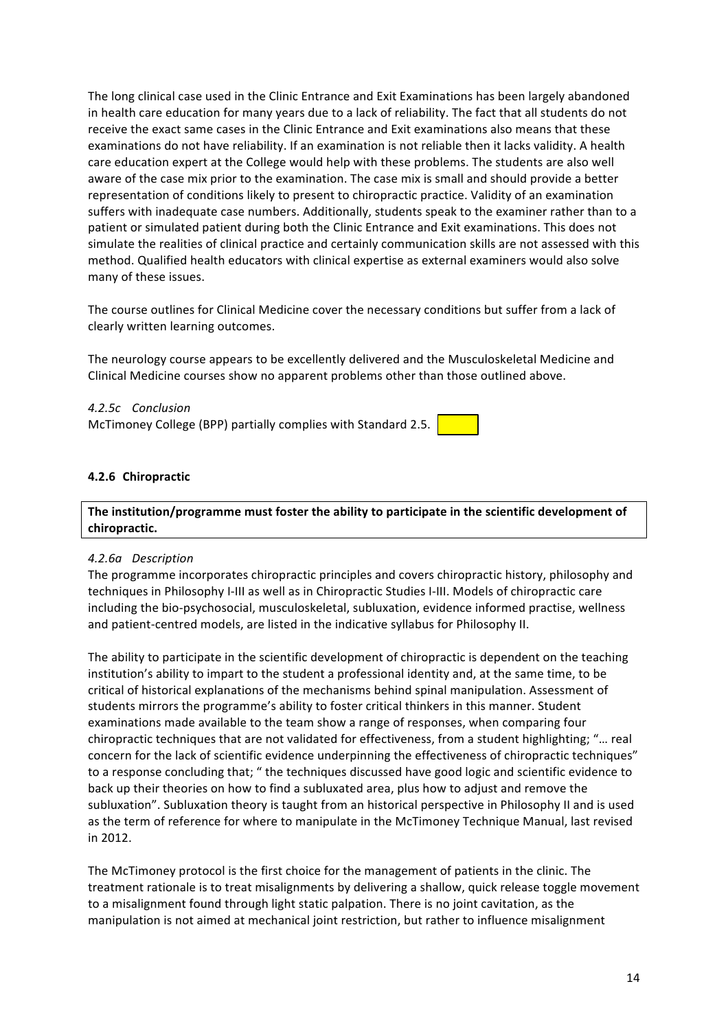The long clinical case used in the Clinic Entrance and Exit Examinations has been largely abandoned in health care education for many years due to a lack of reliability. The fact that all students do not receive the exact same cases in the Clinic Entrance and Exit examinations also means that these examinations do not have reliability. If an examination is not reliable then it lacks validity. A health care education expert at the College would help with these problems. The students are also well aware of the case mix prior to the examination. The case mix is small and should provide a better representation of conditions likely to present to chiropractic practice. Validity of an examination suffers with inadequate case numbers. Additionally, students speak to the examiner rather than to a patient or simulated patient during both the Clinic Entrance and Exit examinations. This does not simulate the realities of clinical practice and certainly communication skills are not assessed with this method. Qualified health educators with clinical expertise as external examiners would also solve many of these issues.

The course outlines for Clinical Medicine cover the necessary conditions but suffer from a lack of clearly written learning outcomes.

The neurology course appears to be excellently delivered and the Musculoskeletal Medicine and Clinical Medicine courses show no apparent problems other than those outlined above.

*4.2.5c Conclusion*

McTimoney College (BPP) partially complies with Standard 2.5.

### 4.2.6 Chiropractic

**The institution/programme must foster the ability to participate in the scientific development of chiropractic.**

*4.2.6a Description*

The programme incorporates chiropractic principles and covers chiropractic history, philosophy and techniques in Philosophy I-III as well as in Chiropractic Studies I-III. Models of chiropractic care including the bio-psychosocial, musculoskeletal, subluxation, evidence informed practise, wellness and patient-centred models, are listed in the indicative syllabus for Philosophy II.

The ability to participate in the scientific development of chiropractic is dependent on the teaching institution's ability to impart to the student a professional identity and, at the same time, to be critical of historical explanations of the mechanisms behind spinal manipulation. Assessment of students mirrors the programme's ability to foster critical thinkers in this manner. Student examinations made available to the team show a range of responses, when comparing four chiropractic techniques that are not validated for effectiveness, from a student highlighting; "… real concern for the lack of scientific evidence underpinning the effectiveness of chiropractic techniques" to a response concluding that; " the techniques discussed have good logic and scientific evidence to back up their theories on how to find a subluxated area, plus how to adjust and remove the subluxation". Subluxation theory is taught from an historical perspective in Philosophy II and is used as the term of reference for where to manipulate in the McTimoney Technique Manual, last revised in 2012.

The McTimoney protocol is the first choice for the management of patients in the clinic. The treatment rationale is to treat misalignments by delivering a shallow, quick release toggle movement to a misalignment found through light static palpation. There is no joint cavitation, as the manipulation is not aimed at mechanical joint restriction, but rather to influence misalignment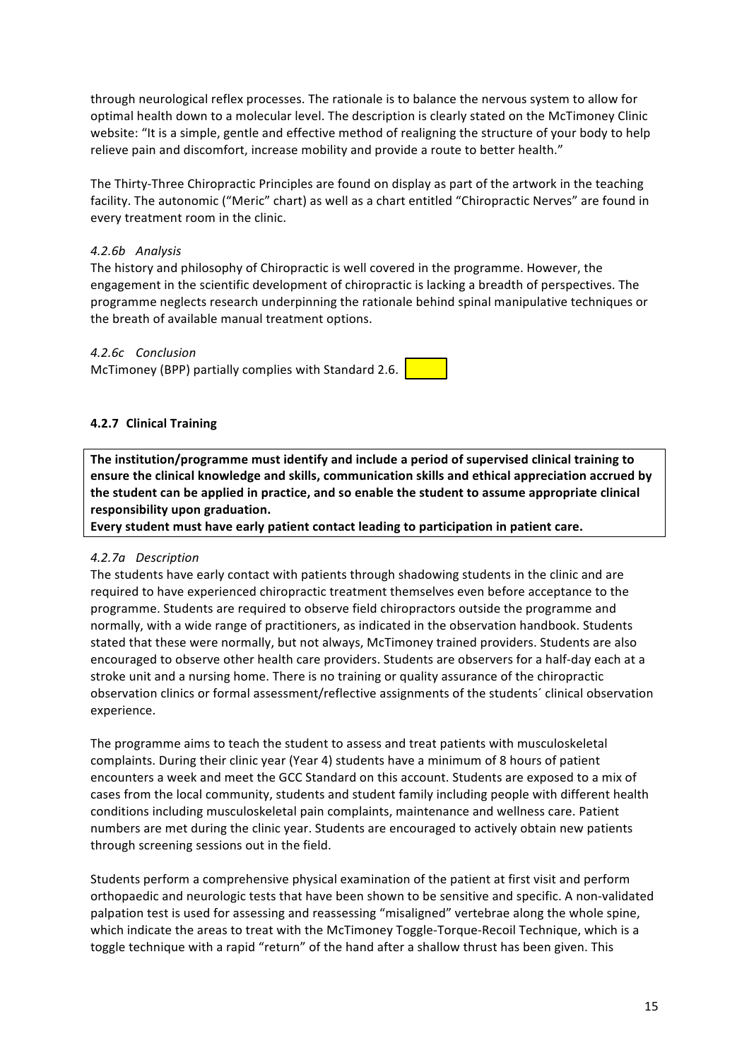through neurological reflex processes. The rationale is to balance the nervous system to allow for optimal health down to a molecular level. The description is clearly stated on the McTimoney Clinic website: "It is a simple, gentle and effective method of realigning the structure of your body to help relieve pain and discomfort, increase mobility and provide a route to better health."

The Thirty-Three Chiropractic Principles are found on display as part of the artwork in the teaching facility. The autonomic ("Meric" chart) as well as a chart entitled "Chiropractic Nerves" are found in every treatment room in the clinic.

*4.2.6b Analysis*

The history and philosophy of Chiropractic is well covered in the programme. However, the engagement in the scientific development of chiropractic is lacking a breadth of perspectives. The programme neglects research underpinning the rationale behind spinal manipulative techniques or the breath of available manual treatment options.

*4.2.6c Conclusion*

McTimoney (BPP) partially complies with Standard 2.6.

#### 4.2.7 Clinical Training

**The institution/programme must identify and include a period of supervised clinical training to ensure the clinical knowledge and skills, communication skills and ethical appreciation accrued by the student can be applied in practice, and so enable the student to assume appropriate clinical responsibility upon graduation.**

**Every student must have early patient contact leading to participation in patient care.**

*4.2.7a Description*

The students have early contact with patients through shadowing students in the clinic and are required to have experienced chiropractic treatment themselves even before acceptance to the programme. Students are required to observe field chiropractors outside the programme and normally, with a wide range of practitioners, as indicated in the observation handbook. Students stated that these were normally, but not always, McTimoney trained providers. Students are also encouraged to observe other health care providers. Students are observers for a half-day each at a stroke unit and a nursing home. There is no training or quality assurance of the chiropractic observation clinics or formal assessment/reflective assignments of the students´ clinical observation experience.

The programme aims to teach the student to assess and treat patients with musculoskeletal complaints. During their clinic year (Year 4) students have a minimum of 8 hours of patient encounters a week and meet the GCC Standard on this account. Students are exposed to a mix of cases from the local community, students and student family including people with different health conditions including musculoskeletal pain complaints, maintenance and wellness care. Patient numbers are met during the clinic year. Students are encouraged to actively obtain new patients through screening sessions out in the field.

Students perform a comprehensive physical examination of the patient at first visit and perform orthopaedic and neurologic tests that have been shown to be sensitive and specific. A non-validated palpation test is used for assessing and reassessing "misaligned" vertebrae along the whole spine, which indicate the areas to treat with the McTimoney Toggle-Torque-Recoil Technique, which is a toggle technique with a rapid "return" of the hand after a shallow thrust has been given. This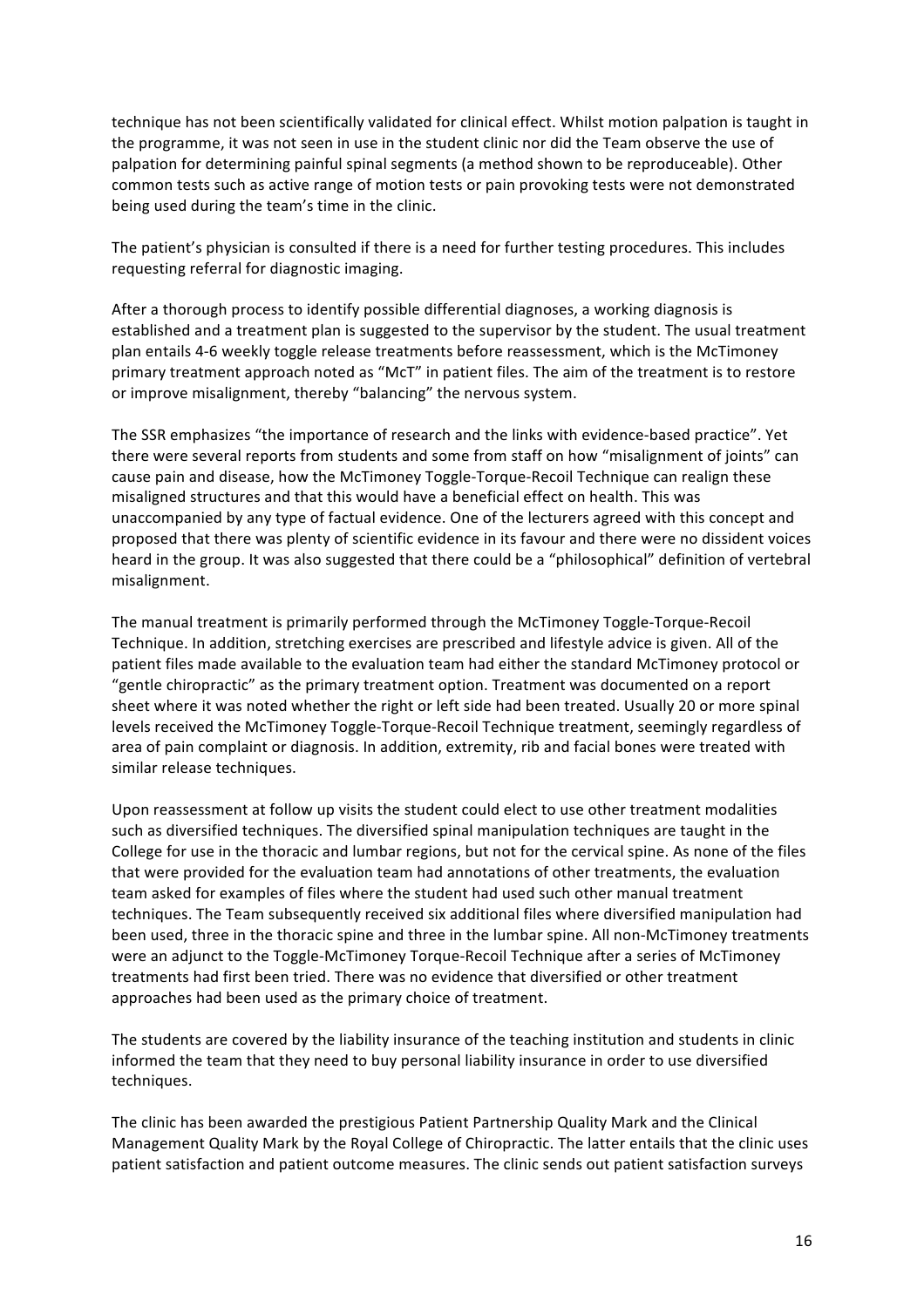technique has not been scientifically validated for clinical effect. Whilst motion palpation is taught in the programme, it was not seen in use in the student clinic nor did the Team observe the use of palpation for determining painful spinal segments (a method shown to be reproduceable). Other common tests such as active range of motion tests or pain provoking tests were not demonstrated being used during the team's time in the clinic.

The patient's physician is consulted if there is a need for further testing procedures. This includes requesting referral for diagnostic imaging.

After a thorough process to identify possible differential diagnoses, a working diagnosis is established and a treatment plan is suggested to the supervisor by the student. The usual treatment plan entails 4-6 weekly toggle release treatments before reassessment, which is the McTimoney primary treatment approach noted as "McT" in patient files. The aim of the treatment is to restore or improve misalignment, thereby "balancing" the nervous system.

The SSR emphasizes "the importance of research and the links with evidence-based practice". Yet there were several reports from students and some from staff on how "misalignment of joints" can cause pain and disease, how the McTimoney Toggle-Torque-Recoil Technique can realign these misaligned structures and that this would have a beneficial effect on health. This was unaccompanied by any type of factual evidence. One of the lecturers agreed with this concept and proposed that there was plenty of scientific evidence in its favour and there were no dissident voices heard in the group. It was also suggested that there could be a "philosophical" definition of vertebral misalignment.

The manual treatment is primarily performed through the McTimoney Toggle-Torque-Recoil Technique. In addition, stretching exercises are prescribed and lifestyle advice is given. All of the patient files made available to the evaluation team had either the standard McTimoney protocol or "gentle chiropractic" as the primary treatment option. Treatment was documented on a report sheet where it was noted whether the right or left side had been treated. Usually 20 or more spinal levels received the McTimoney Toggle-Torque-Recoil Technique treatment, seemingly regardless of area of pain complaint or diagnosis. In addition, extremity, rib and facial bones were treated with similar release techniques.

Upon reassessment at follow up visits the student could elect to use other treatment modalities such as diversified techniques. The diversified spinal manipulation techniques are taught in the College for use in the thoracic and lumbar regions, but not for the cervical spine. As none of the files that were provided for the evaluation team had annotations of other treatments, the evaluation team asked for examples of files where the student had used such other manual treatment techniques. The Team subsequently received six additional files where diversified manipulation had been used, three in the thoracic spine and three in the lumbar spine. All non-McTimoney treatments were an adjunct to the Toggle-McTimoney Torque-Recoil Technique after a series of McTimoney treatments had first been tried. There was no evidence that diversified or other treatment approaches had been used as the primary choice of treatment.

The students are covered by the liability insurance of the teaching institution and students in clinic informed the team that they need to buy personal liability insurance in order to use diversified techniques.

The clinic has been awarded the prestigious Patient Partnership Quality Mark and the Clinical Management Quality Mark by the Royal College of Chiropractic. The latter entails that the clinic uses patient satisfaction and patient outcome measures. The clinic sends out patient satisfaction surveys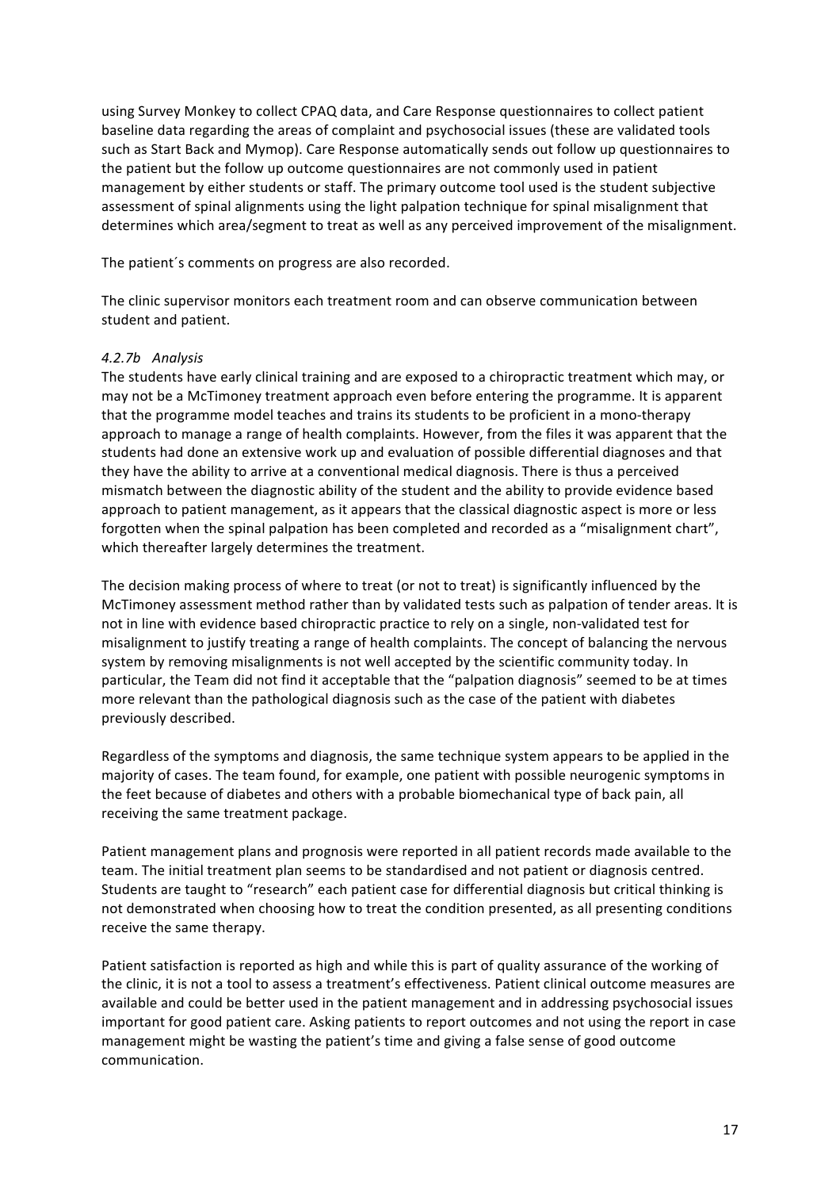using Survey Monkey to collect CPAQ data, and Care Response questionnaires to collect patient baseline data regarding the areas of complaint and psychosocial issues (these are validated tools such as Start Back and Mymop). Care Response automatically sends out follow up questionnaires to the patient but the follow up outcome questionnaires are not commonly used in patient management by either students or staff. The primary outcome tool used is the student subjective assessment of spinal alignments using the light palpation technique for spinal misalignment that determines which area/segment to treat as well as any perceived improvement of the misalignment.

The patient´s comments on progress are also recorded.

The clinic supervisor monitors each treatment room and can observe communication between student and patient.

*4.2.7b Analysis*

The students have early clinical training and are exposed to a chiropractic treatment which may, or may not be a McTimoney treatment approach even before entering the programme. It is apparent that the programme model teaches and trains its students to be proficient in a mono-therapy approach to manage a range of health complaints. However, from the files it was apparent that the students had done an extensive work up and evaluation of possible differential diagnoses and that they have the ability to arrive at a conventional medical diagnosis. There is thus a perceived mismatch between the diagnostic ability of the student and the ability to provide evidence based approach to patient management, as it appears that the classical diagnostic aspect is more or less forgotten when the spinal palpation has been completed and recorded as a "misalignment chart", which thereafter largely determines the treatment.

The decision making process of where to treat (or not to treat) is significantly influenced by the McTimoney assessment method rather than by validated tests such as palpation of tender areas. It is not in line with evidence based chiropractic practice to rely on a single, non-validated test for misalignment to justify treating a range of health complaints. The concept of balancing the nervous system by removing misalignments is not well accepted by the scientific community today. In particular, the Team did not find it acceptable that the "palpation diagnosis" seemed to be at times more relevant than the pathological diagnosis such as the case of the patient with diabetes previously described.

Regardless of the symptoms and diagnosis, the same technique system appears to be applied in the majority of cases. The team found, for example, one patient with possible neurogenic symptoms in the feet because of diabetes and others with a probable biomechanical type of back pain, all receiving the same treatment package.

Patient management plans and prognosis were reported in all patient records made available to the team. The initial treatment plan seems to be standardised and not patient or diagnosis centred. Students are taught to "research" each patient case for differential diagnosis but critical thinking is not demonstrated when choosing how to treat the condition presented, as all presenting conditions receive the same therapy.

Patient satisfaction is reported as high and while this is part of quality assurance of the working of the clinic, it is not a tool to assess a treatment's effectiveness. Patient clinical outcome measures are available and could be better used in the patient management and in addressing psychosocial issues important for good patient care. Asking patients to report outcomes and not using the report in case management might be wasting the patient's time and giving a false sense of good outcome communication.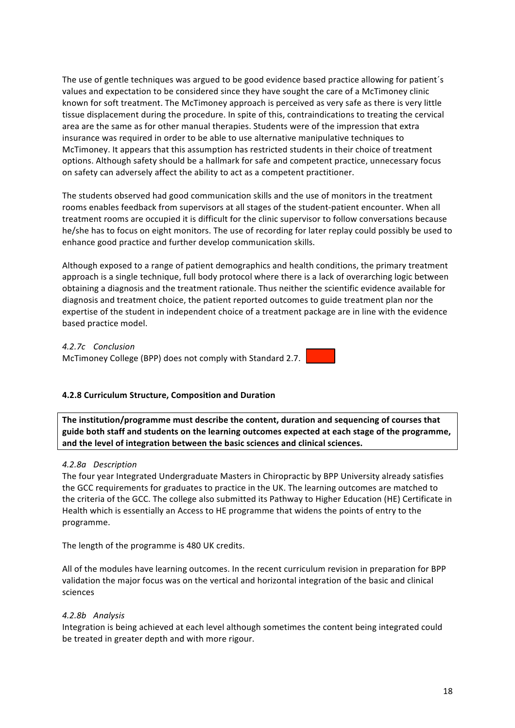The use of gentle techniques was argued to be good evidence based practice allowing for patient´s values and expectation to be considered since they have sought the care of a McTimoney clinic known for soft treatment. The McTimoney approach is perceived as very safe as there is very little tissue displacement during the procedure. In spite of this, contraindications to treating the cervical area are the same as for other manual therapies. Students were of the impression that extra insurance was required in order to be able to use alternative manipulative techniques to McTimoney. It appears that this assumption has restricted students in their choice of treatment options. Although safety should be a hallmark for safe and competent practice, unnecessary focus on safety can adversely affect the ability to act as a competent practitioner.

The students observed had good communication skills and the use of monitors in the treatment rooms enables feedback from supervisors at all stages of the student-patient encounter. When all treatment rooms are occupied it is difficult for the clinic supervisor to follow conversations because he/she has to focus on eight monitors. The use of recording for later replay could possibly be used to enhance good practice and further develop communication skills.

Although exposed to a range of patient demographics and health conditions, the primary treatment approach is a single technique, full body protocol where there is a lack of overarching logic between obtaining a diagnosis and the treatment rationale. Thus neither the scientific evidence available for diagnosis and treatment choice, the patient reported outcomes to guide treatment plan nor the expertise of the student in independent choice of a treatment package are in line with the evidence based practice model.

*4.2.7c Conclusion*

McTimoney College (BPP) does not comply with Standard 2.7.

### 4.2.8 Curriculum Structure, Composition and Duration

**The institution/programme must describe the content, duration and sequencing of courses that guide both staff and students on the learning outcomes expected at each stage of the programme, and the level of integration between the basic sciences and clinical sciences.**

*4.2.8a Description*

The four year Integrated Undergraduate Masters in Chiropractic by BPP University already satisfies the GCC requirements for graduates to practice in the UK. The learning outcomes are matched to the criteria of the GCC. The college also submitted its Pathway to Higher Education (HE) Certificate in Health which is essentially an Access to HE programme that widens the points of entry to the programme.

The length of the programme is 480 UK credits.

All of the modules have learning outcomes. In the recent curriculum revision in preparation for BPP validation the major focus was on the vertical and horizontal integration of the basic and clinical sciences

*4.2.8b Analysis*

Integration is being achieved at each level although sometimes the content being integrated could be treated in greater depth and with more rigour.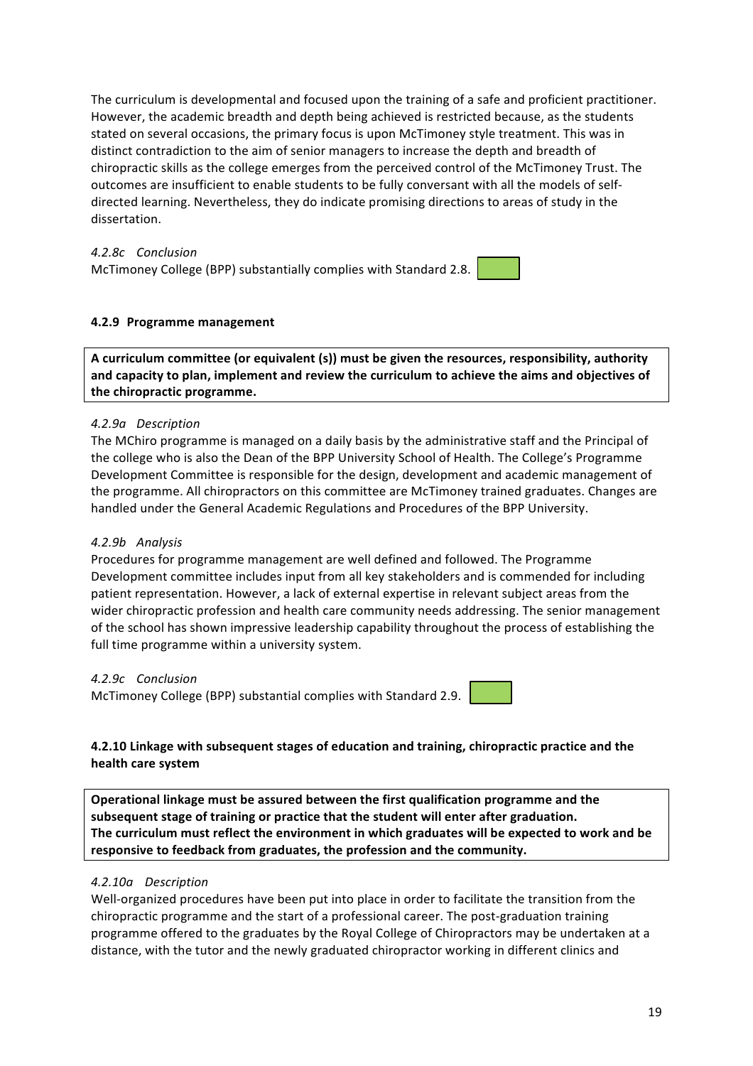The curriculum is developmental and focused upon the training of a safe and proficient practitioner. However, the academic breadth and depth being achieved is restricted because, as the students stated on several occasions, the primary focus is upon McTimoney style treatment. This was in distinct contradiction to the aim of senior managers to increase the depth and breadth of chiropractic skills as the college emerges from the perceived control of the McTimoney Trust. The outcomes are insufficient to enable students to be fully conversant with all the models of self-directed learning. Nevertheless, they do indicate promising directions to areas of study in the dissertation.

*4.2.8c Conclusion*

McTimoney College (BPP) substantially complies with Standard 2.8.

### 4.2.9 Programme management

**A curriculum committee (or equivalent (s)) must be given the resources, responsibility, authority and capacity to plan, implement and review the curriculum to achieve the aims and objectives of the chiropractic programme.**

*4.2.9a Description*

The MChiro programme is managed on a daily basis by the administrative staff and the Principal of the college who is also the Dean of the BPP University School of Health. The College's Programme Development Committee is responsible for the design, development and academic management of the programme. All chiropractors on this committee are McTimoney trained graduates. Changes are handled under the General Academic Regulations and Procedures of the BPP University.

*4.2.9b Analysis*

Procedures for programme management are well defined and followed. The Programme Development committee includes input from all key stakeholders and is commended for including patient representation. However, a lack of external expertise in relevant subject areas from the wider chiropractic profession and health care community needs addressing. The senior management of the school has shown impressive leadership capability throughout the process of establishing the full time programme within a university system.

*4.2.9c Conclusion*

McTimoney College (BPP) substantial complies with Standard 2.9.

### 4.2.10 Linkage with subsequent stages of education and training, chiropractic practice and the health care system

**Operational linkage must be assured between the first qualification programme and the subsequent stage of training or practice that the student will enter after graduation.**
**The curriculum must reflect the environment in which graduates will be expected to work and be responsive to feedback from graduates, the profession and the community.**

*4.2.10a Description*

Well-organized procedures have been put into place in order to facilitate the transition from the chiropractic programme and the start of a professional career. The post-graduation training programme offered to the graduates by the Royal College of Chiropractors may be undertaken at a distance, with the tutor and the newly graduated chiropractor working in different clinics and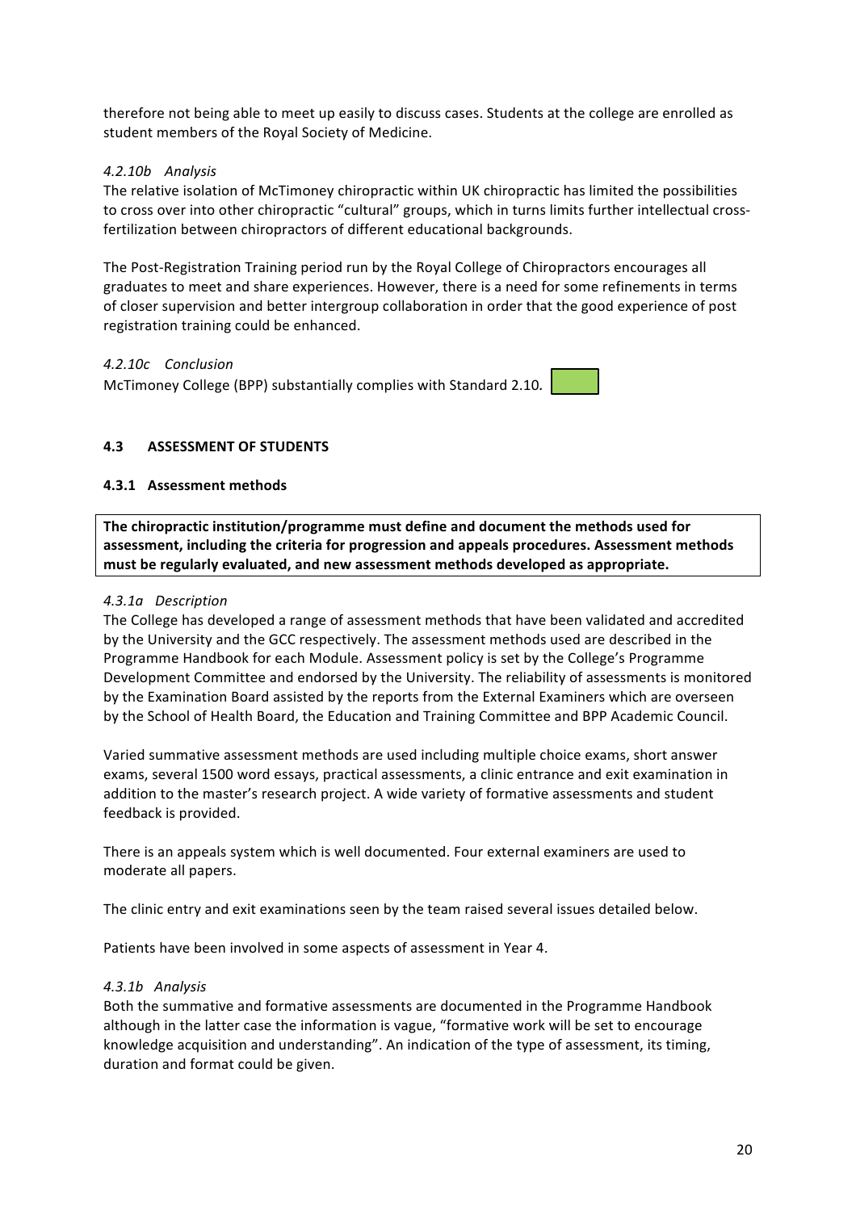therefore not being able to meet up easily to discuss cases. Students at the college are enrolled as student members of the Royal Society of Medicine.

*4.2.10b Analysis*

The relative isolation of McTimoney chiropractic within UK chiropractic has limited the possibilities to cross over into other chiropractic "cultural" groups, which in turns limits further intellectual cross-fertilization between chiropractors of different educational backgrounds.

The Post-Registration Training period run by the Royal College of Chiropractors encourages all graduates to meet and share experiences. However, there is a need for some refinements in terms of closer supervision and better intergroup collaboration in order that the good experience of post registration training could be enhanced.

*4.2.10c Conclusion*

McTimoney College (BPP) substantially complies with Standard 2.10.

### 4.3 ASSESSMENT OF STUDENTS

#### 4.3.1 Assessment methods

**The chiropractic institution/programme must define and document the methods used for assessment, including the criteria for progression and appeals procedures. Assessment methods must be regularly evaluated, and new assessment methods developed as appropriate.**

*4.3.1a Description*

The College has developed a range of assessment methods that have been validated and accredited by the University and the GCC respectively. The assessment methods used are described in the Programme Handbook for each Module. Assessment policy is set by the College's Programme Development Committee and endorsed by the University. The reliability of assessments is monitored by the Examination Board assisted by the reports from the External Examiners which are overseen by the School of Health Board, the Education and Training Committee and BPP Academic Council.

Varied summative assessment methods are used including multiple choice exams, short answer exams, several 1500 word essays, practical assessments, a clinic entrance and exit examination in addition to the master's research project. A wide variety of formative assessments and student feedback is provided.

There is an appeals system which is well documented. Four external examiners are used to moderate all papers.

The clinic entry and exit examinations seen by the team raised several issues detailed below.

Patients have been involved in some aspects of assessment in Year 4.

*4.3.1b Analysis*

Both the summative and formative assessments are documented in the Programme Handbook although in the latter case the information is vague, "formative work will be set to encourage knowledge acquisition and understanding". An indication of the type of assessment, its timing, duration and format could be given.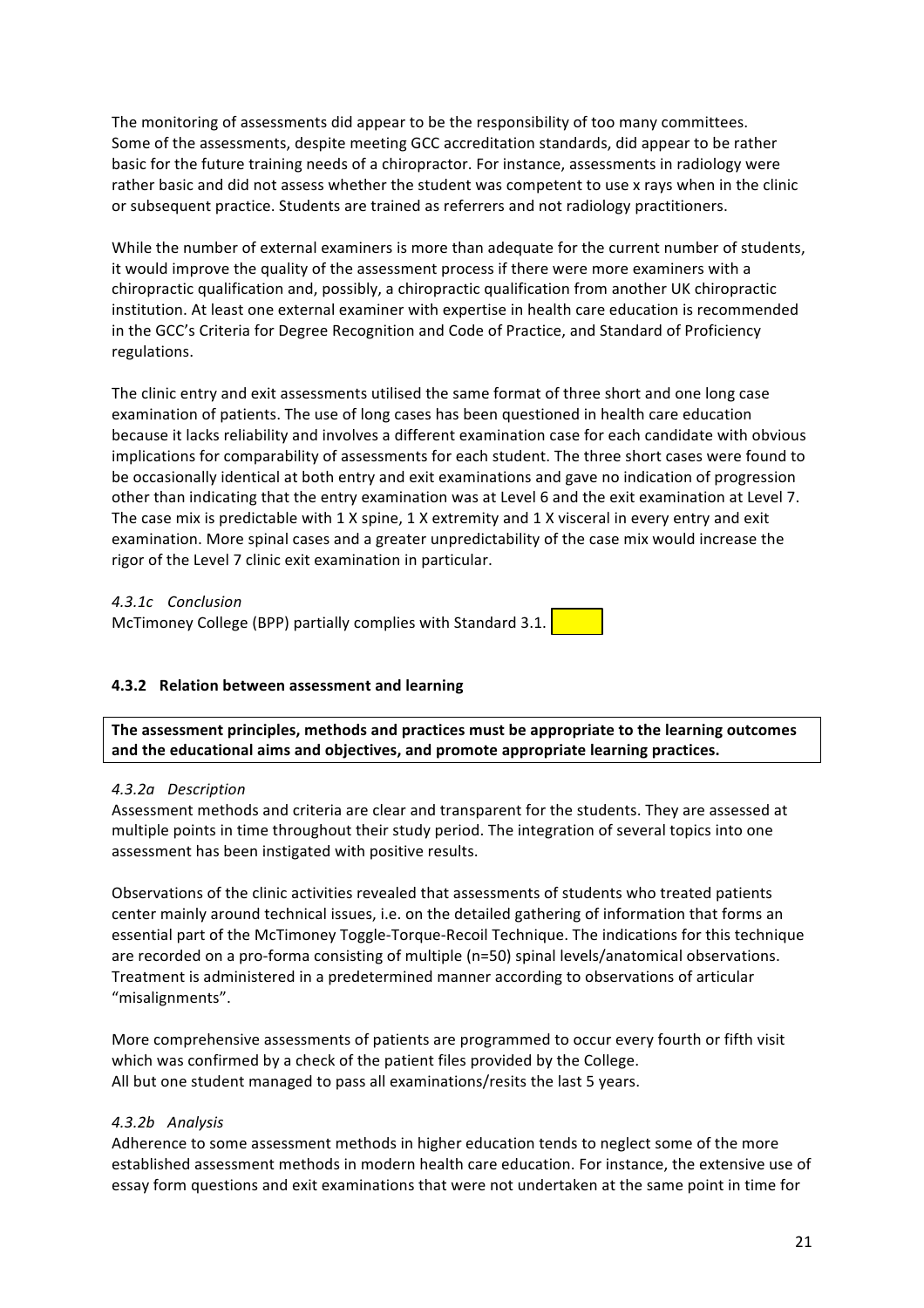The monitoring of assessments did appear to be the responsibility of too many committees. Some of the assessments, despite meeting GCC accreditation standards, did appear to be rather basic for the future training needs of a chiropractor. For instance, assessments in radiology were rather basic and did not assess whether the student was competent to use x rays when in the clinic or subsequent practice. Students are trained as referrers and not radiology practitioners.

While the number of external examiners is more than adequate for the current number of students, it would improve the quality of the assessment process if there were more examiners with a chiropractic qualification and, possibly, a chiropractic qualification from another UK chiropractic institution. At least one external examiner with expertise in health care education is recommended in the GCC's Criteria for Degree Recognition and Code of Practice, and Standard of Proficiency regulations.

The clinic entry and exit assessments utilised the same format of three short and one long case examination of patients. The use of long cases has been questioned in health care education because it lacks reliability and involves a different examination case for each candidate with obvious implications for comparability of assessments for each student. The three short cases were found to be occasionally identical at both entry and exit examinations and gave no indication of progression other than indicating that the entry examination was at Level 6 and the exit examination at Level 7. The case mix is predictable with 1 X spine, 1 X extremity and 1 X visceral in every entry and exit examination. More spinal cases and a greater unpredictability of the case mix would increase the rigor of the Level 7 clinic exit examination in particular.

*4.3.1c Conclusion*

McTimoney College (BPP) partially complies with Standard 3.1.

### 4.3.2 Relation between assessment and learning

**The assessment principles, methods and practices must be appropriate to the learning outcomes and the educational aims and objectives, and promote appropriate learning practices.**

*4.3.2a Description*

Assessment methods and criteria are clear and transparent for the students. They are assessed at multiple points in time throughout their study period. The integration of several topics into one assessment has been instigated with positive results.

Observations of the clinic activities revealed that assessments of students who treated patients center mainly around technical issues, i.e. on the detailed gathering of information that forms an essential part of the McTimoney Toggle-Torque-Recoil Technique. The indications for this technique are recorded on a pro-forma consisting of multiple (n=50) spinal levels/anatomical observations. Treatment is administered in a predetermined manner according to observations of articular "misalignments".

More comprehensive assessments of patients are programmed to occur every fourth or fifth visit which was confirmed by a check of the patient files provided by the College.
All but one student managed to pass all examinations/resits the last 5 years.

*4.3.2b Analysis*

Adherence to some assessment methods in higher education tends to neglect some of the more established assessment methods in modern health care education. For instance, the extensive use of essay form questions and exit examinations that were not undertaken at the same point in time for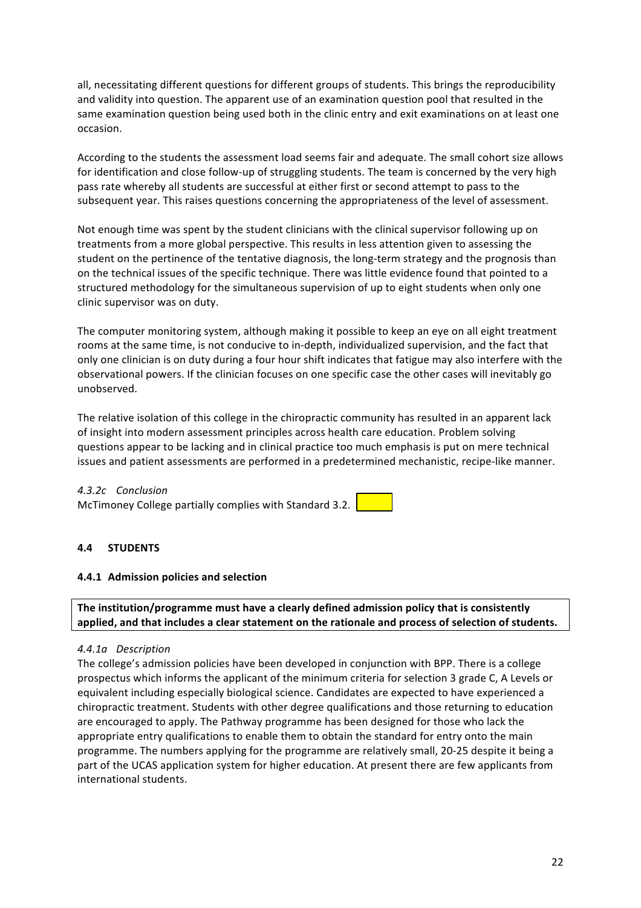all, necessitating different questions for different groups of students. This brings the reproducibility and validity into question. The apparent use of an examination question pool that resulted in the same examination question being used both in the clinic entry and exit examinations on at least one occasion.

According to the students the assessment load seems fair and adequate. The small cohort size allows for identification and close follow-up of struggling students. The team is concerned by the very high pass rate whereby all students are successful at either first or second attempt to pass to the subsequent year. This raises questions concerning the appropriateness of the level of assessment.

Not enough time was spent by the student clinicians with the clinical supervisor following up on treatments from a more global perspective. This results in less attention given to assessing the student on the pertinence of the tentative diagnosis, the long-term strategy and the prognosis than on the technical issues of the specific technique. There was little evidence found that pointed to a structured methodology for the simultaneous supervision of up to eight students when only one clinic supervisor was on duty.

The computer monitoring system, although making it possible to keep an eye on all eight treatment rooms at the same time, is not conducive to in-depth, individualized supervision, and the fact that only one clinician is on duty during a four hour shift indicates that fatigue may also interfere with the observational powers. If the clinician focuses on one specific case the other cases will inevitably go unobserved.

The relative isolation of this college in the chiropractic community has resulted in an apparent lack of insight into modern assessment principles across health care education. Problem solving questions appear to be lacking and in clinical practice too much emphasis is put on mere technical issues and patient assessments are performed in a predetermined mechanistic, recipe-like manner.

*4.3.2c Conclusion*
McTimoney College partially complies with Standard 3.2.

## 4.4 STUDENTS

### 4.4.1 Admission policies and selection

**The institution/programme must have a clearly defined admission policy that is consistently applied, and that includes a clear statement on the rationale and process of selection of students.**

*4.4.1a Description*
The college's admission policies have been developed in conjunction with BPP. There is a college prospectus which informs the applicant of the minimum criteria for selection 3 grade C, A Levels or equivalent including especially biological science. Candidates are expected to have experienced a chiropractic treatment. Students with other degree qualifications and those returning to education are encouraged to apply. The Pathway programme has been designed for those who lack the appropriate entry qualifications to enable them to obtain the standard for entry onto the main programme. The numbers applying for the programme are relatively small, 20-25 despite it being a part of the UCAS application system for higher education. At present there are few applicants from international students.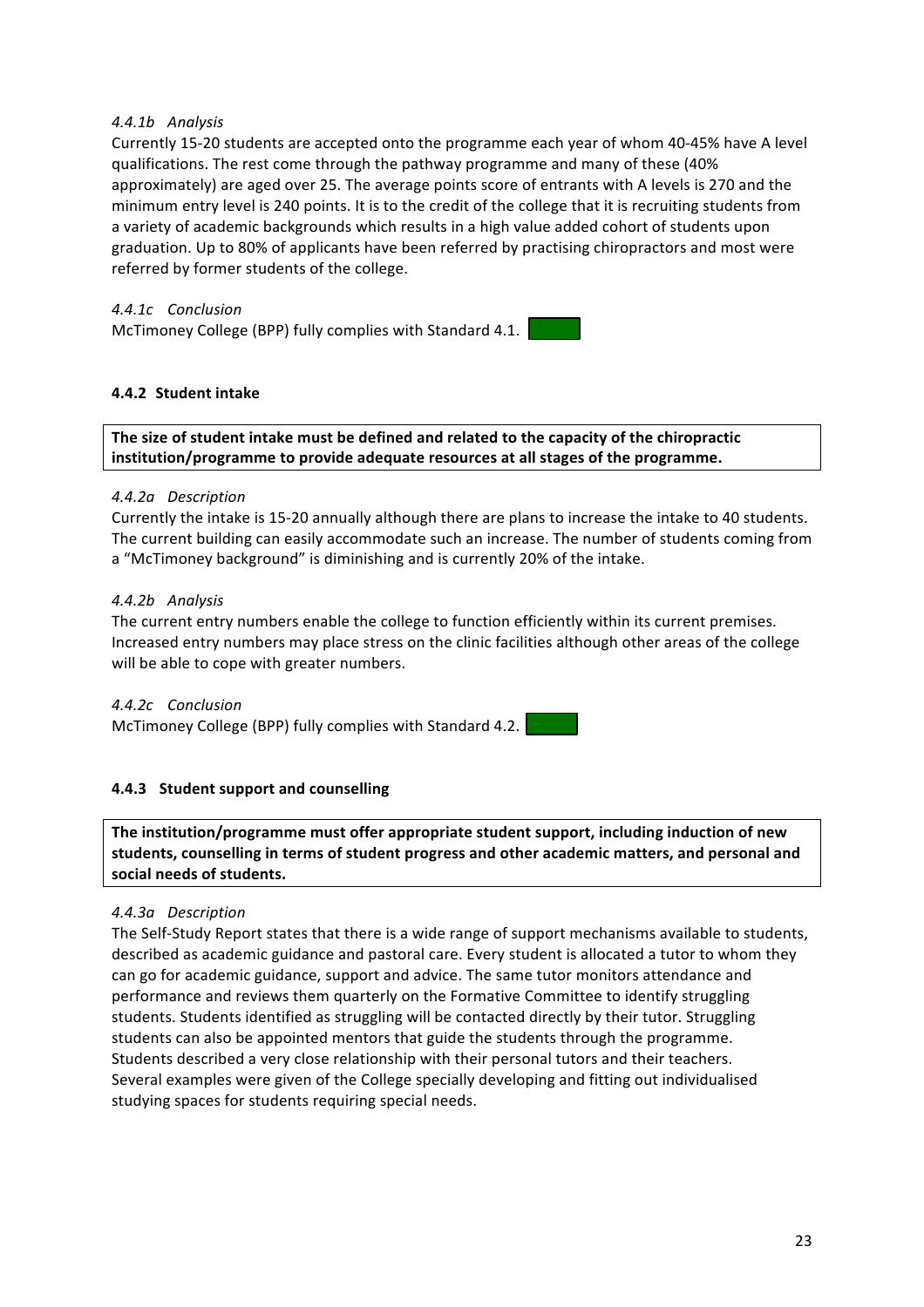*4.4.1b Analysis*

Currently 15-20 students are accepted onto the programme each year of whom 40-45% have A level qualifications. The rest come through the pathway programme and many of these (40% approximately) are aged over 25. The average points score of entrants with A levels is 270 and the minimum entry level is 240 points. It is to the credit of the college that it is recruiting students from a variety of academic backgrounds which results in a high value added cohort of students upon graduation. Up to 80% of applicants have been referred by practising chiropractors and most were referred by former students of the college.

*4.4.1c Conclusion*

McTimoney College (BPP) fully complies with Standard 4.1.

### 4.4.2 Student intake

**The size of student intake must be defined and related to the capacity of the chiropractic institution/programme to provide adequate resources at all stages of the programme.**

*4.4.2a Description*

Currently the intake is 15-20 annually although there are plans to increase the intake to 40 students. The current building can easily accommodate such an increase. The number of students coming from a "McTimoney background" is diminishing and is currently 20% of the intake.

*4.4.2b Analysis*

The current entry numbers enable the college to function efficiently within its current premises. Increased entry numbers may place stress on the clinic facilities although other areas of the college will be able to cope with greater numbers.

*4.4.2c Conclusion*

McTimoney College (BPP) fully complies with Standard 4.2.

### 4.4.3 Student support and counselling

**The institution/programme must offer appropriate student support, including induction of new students, counselling in terms of student progress and other academic matters, and personal and social needs of students.**

*4.4.3a Description*

The Self-Study Report states that there is a wide range of support mechanisms available to students, described as academic guidance and pastoral care. Every student is allocated a tutor to whom they can go for academic guidance, support and advice. The same tutor monitors attendance and performance and reviews them quarterly on the Formative Committee to identify struggling students. Students identified as struggling will be contacted directly by their tutor. Struggling students can also be appointed mentors that guide the students through the programme. Students described a very close relationship with their personal tutors and their teachers. Several examples were given of the College specially developing and fitting out individualised studying spaces for students requiring special needs.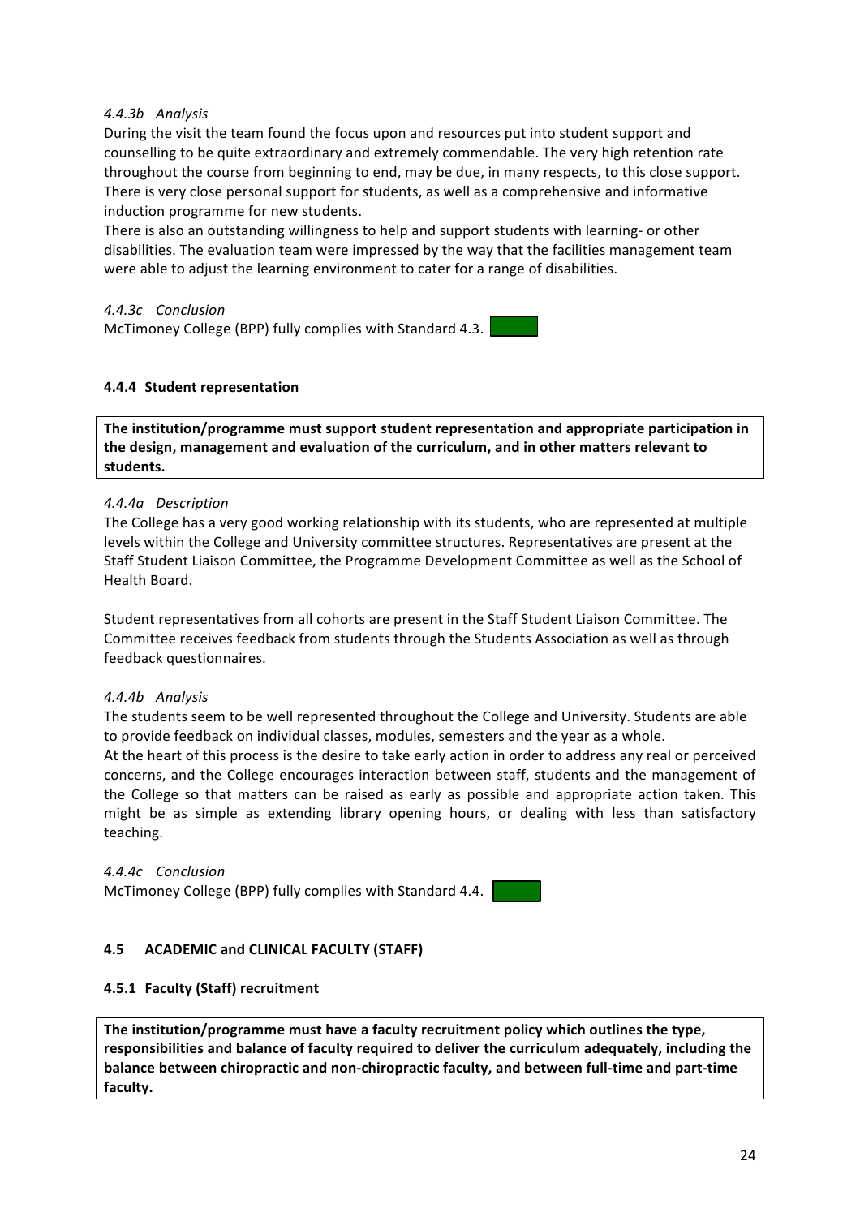*4.4.3b Analysis*

During the visit the team found the focus upon and resources put into student support and counselling to be quite extraordinary and extremely commendable. The very high retention rate throughout the course from beginning to end, may be due, in many respects, to this close support. There is very close personal support for students, as well as a comprehensive and informative induction programme for new students.

There is also an outstanding willingness to help and support students with learning- or other disabilities. The evaluation team were impressed by the way that the facilities management team were able to adjust the learning environment to cater for a range of disabilities.

*4.4.3c Conclusion*

McTimoney College (BPP) fully complies with Standard 4.3.

**4.4.4 Student representation**

**The institution/programme must support student representation and appropriate participation in the design, management and evaluation of the curriculum, and in other matters relevant to students.**

*4.4.4a Description*

The College has a very good working relationship with its students, who are represented at multiple levels within the College and University committee structures. Representatives are present at the Staff Student Liaison Committee, the Programme Development Committee as well as the School of Health Board.

Student representatives from all cohorts are present in the Staff Student Liaison Committee. The Committee receives feedback from students through the Students Association as well as through feedback questionnaires.

*4.4.4b Analysis*

The students seem to be well represented throughout the College and University. Students are able to provide feedback on individual classes, modules, semesters and the year as a whole.

At the heart of this process is the desire to take early action in order to address any real or perceived concerns, and the College encourages interaction between staff, students and the management of the College so that matters can be raised as early as possible and appropriate action taken. This might be as simple as extending library opening hours, or dealing with less than satisfactory teaching.

*4.4.4c Conclusion*

McTimoney College (BPP) fully complies with Standard 4.4.

**4.5 ACADEMIC and CLINICAL FACULTY (STAFF)**

**4.5.1 Faculty (Staff) recruitment**

**The institution/programme must have a faculty recruitment policy which outlines the type, responsibilities and balance of faculty required to deliver the curriculum adequately, including the balance between chiropractic and non-chiropractic faculty, and between full-time and part-time faculty.**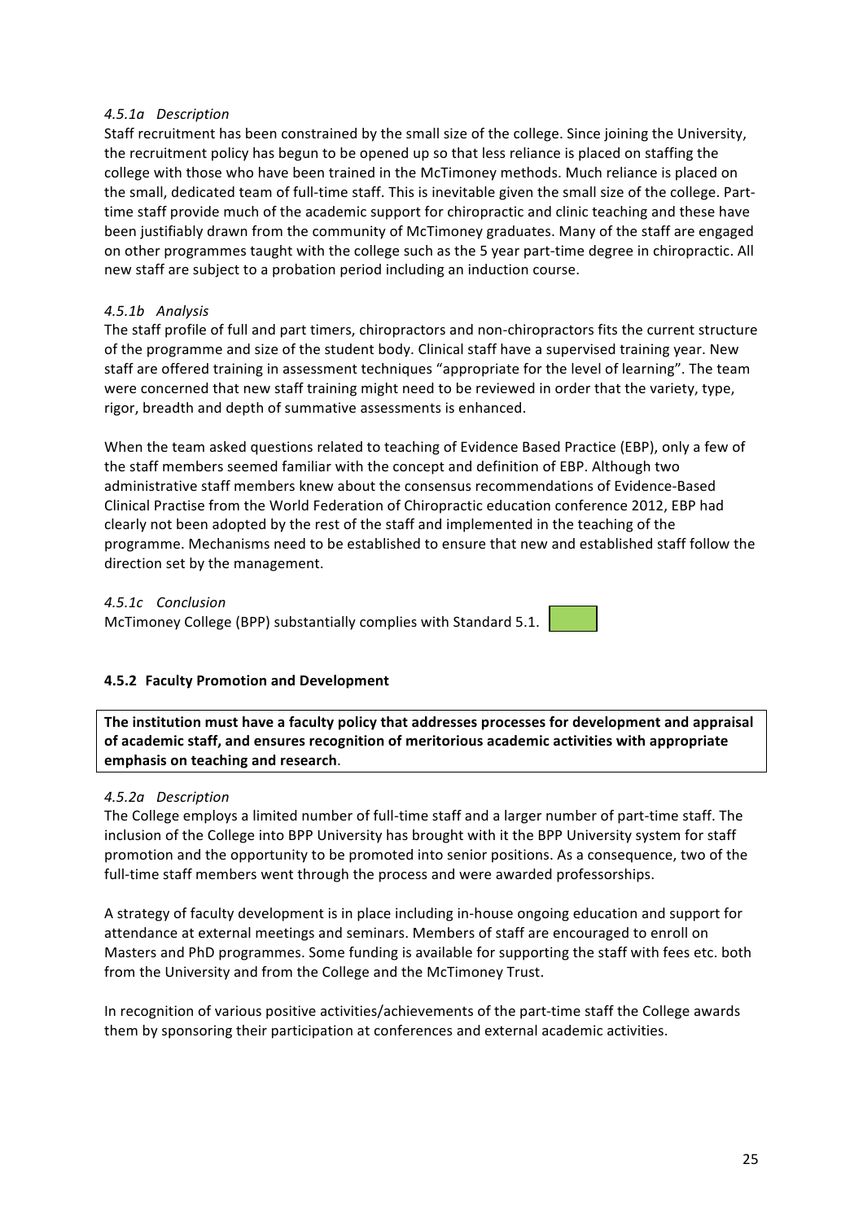*4.5.1a Description*

Staff recruitment has been constrained by the small size of the college. Since joining the University, the recruitment policy has begun to be opened up so that less reliance is placed on staffing the college with those who have been trained in the McTimoney methods. Much reliance is placed on the small, dedicated team of full-time staff. This is inevitable given the small size of the college. Part-time staff provide much of the academic support for chiropractic and clinic teaching and these have been justifiably drawn from the community of McTimoney graduates. Many of the staff are engaged on other programmes taught with the college such as the 5 year part-time degree in chiropractic. All new staff are subject to a probation period including an induction course.

*4.5.1b Analysis*

The staff profile of full and part timers, chiropractors and non-chiropractors fits the current structure of the programme and size of the student body. Clinical staff have a supervised training year. New staff are offered training in assessment techniques "appropriate for the level of learning". The team were concerned that new staff training might need to be reviewed in order that the variety, type, rigor, breadth and depth of summative assessments is enhanced.

When the team asked questions related to teaching of Evidence Based Practice (EBP), only a few of the staff members seemed familiar with the concept and definition of EBP. Although two administrative staff members knew about the consensus recommendations of Evidence-Based Clinical Practise from the World Federation of Chiropractic education conference 2012, EBP had clearly not been adopted by the rest of the staff and implemented in the teaching of the programme. Mechanisms need to be established to ensure that new and established staff follow the direction set by the management.

*4.5.1c Conclusion*

McTimoney College (BPP) substantially complies with Standard 5.1.

#### 4.5.2 Faculty Promotion and Development

**The institution must have a faculty policy that addresses processes for development and appraisal of academic staff, and ensures recognition of meritorious academic activities with appropriate emphasis on teaching and research.**

*4.5.2a Description*

The College employs a limited number of full-time staff and a larger number of part-time staff. The inclusion of the College into BPP University has brought with it the BPP University system for staff promotion and the opportunity to be promoted into senior positions. As a consequence, two of the full-time staff members went through the process and were awarded professorships.

A strategy of faculty development is in place including in-house ongoing education and support for attendance at external meetings and seminars. Members of staff are encouraged to enroll on Masters and PhD programmes. Some funding is available for supporting the staff with fees etc. both from the University and from the College and the McTimoney Trust.

In recognition of various positive activities/achievements of the part-time staff the College awards them by sponsoring their participation at conferences and external academic activities.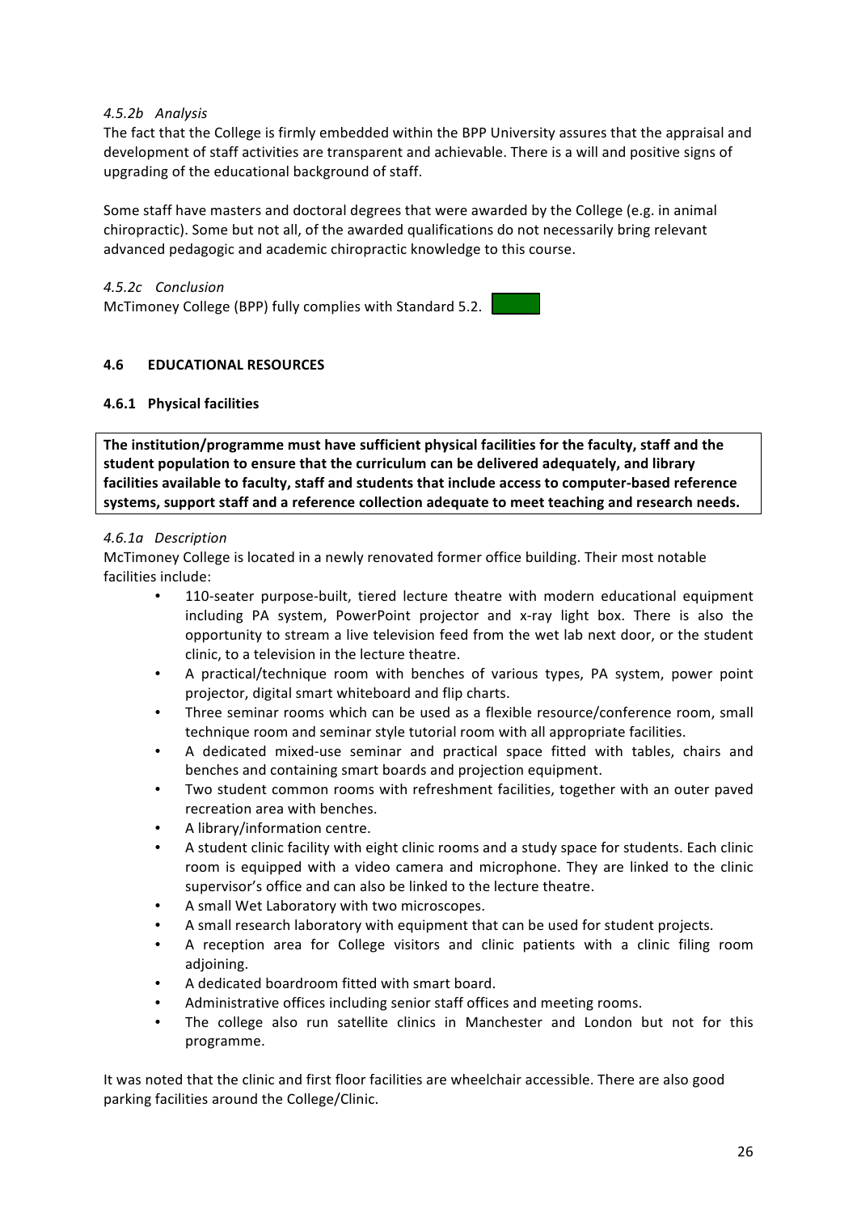*4.5.2b Analysis*

The fact that the College is firmly embedded within the BPP University assures that the appraisal and development of staff activities are transparent and achievable. There is a will and positive signs of upgrading of the educational background of staff.

Some staff have masters and doctoral degrees that were awarded by the College (e.g. in animal chiropractic). Some but not all, of the awarded qualifications do not necessarily bring relevant advanced pedagogic and academic chiropractic knowledge to this course.

*4.5.2c Conclusion*

McTimoney College (BPP) fully complies with Standard 5.2.

## 4.6 EDUCATIONAL RESOURCES

### 4.6.1 Physical facilities

**The institution/programme must have sufficient physical facilities for the faculty, staff and the student population to ensure that the curriculum can be delivered adequately, and library facilities available to faculty, staff and students that include access to computer-based reference systems, support staff and a reference collection adequate to meet teaching and research needs.**

*4.6.1a Description*

McTimoney College is located in a newly renovated former office building. Their most notable facilities include:

- 110-seater purpose-built, tiered lecture theatre with modern educational equipment including PA system, PowerPoint projector and x-ray light box. There is also the opportunity to stream a live television feed from the wet lab next door, or the student clinic, to a television in the lecture theatre.
- A practical/technique room with benches of various types, PA system, power point projector, digital smart whiteboard and flip charts.
- Three seminar rooms which can be used as a flexible resource/conference room, small technique room and seminar style tutorial room with all appropriate facilities.
- A dedicated mixed-use seminar and practical space fitted with tables, chairs and benches and containing smart boards and projection equipment.
- Two student common rooms with refreshment facilities, together with an outer paved recreation area with benches.
- A library/information centre.
- A student clinic facility with eight clinic rooms and a study space for students. Each clinic room is equipped with a video camera and microphone. They are linked to the clinic supervisor's office and can also be linked to the lecture theatre.
- A small Wet Laboratory with two microscopes.
- A small research laboratory with equipment that can be used for student projects.
- A reception area for College visitors and clinic patients with a clinic filing room adjoining.
- A dedicated boardroom fitted with smart board.
- Administrative offices including senior staff offices and meeting rooms.
- The college also run satellite clinics in Manchester and London but not for this programme.

It was noted that the clinic and first floor facilities are wheelchair accessible. There are also good parking facilities around the College/Clinic.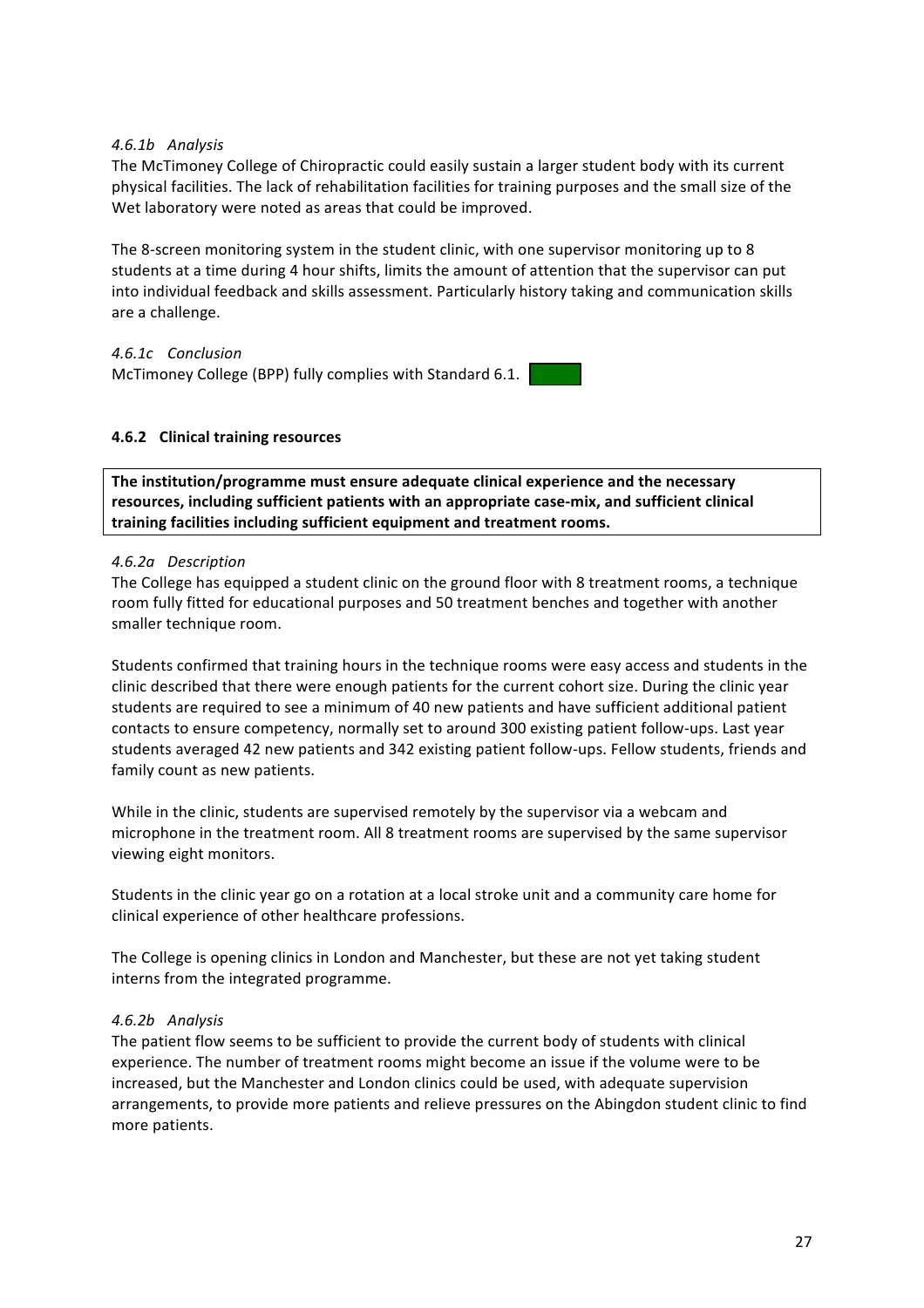*4.6.1b Analysis*

The McTimoney College of Chiropractic could easily sustain a larger student body with its current physical facilities. The lack of rehabilitation facilities for training purposes and the small size of the Wet laboratory were noted as areas that could be improved.

The 8-screen monitoring system in the student clinic, with one supervisor monitoring up to 8 students at a time during 4 hour shifts, limits the amount of attention that the supervisor can put into individual feedback and skills assessment. Particularly history taking and communication skills are a challenge.

*4.6.1c Conclusion*

McTimoney College (BPP) fully complies with Standard 6.1.

### 4.6.2 Clinical training resources

**The institution/programme must ensure adequate clinical experience and the necessary resources, including sufficient patients with an appropriate case-mix, and sufficient clinical training facilities including sufficient equipment and treatment rooms.**

*4.6.2a Description*

The College has equipped a student clinic on the ground floor with 8 treatment rooms, a technique room fully fitted for educational purposes and 50 treatment benches and together with another smaller technique room.

Students confirmed that training hours in the technique rooms were easy access and students in the clinic described that there were enough patients for the current cohort size. During the clinic year students are required to see a minimum of 40 new patients and have sufficient additional patient contacts to ensure competency, normally set to around 300 existing patient follow-ups. Last year students averaged 42 new patients and 342 existing patient follow-ups. Fellow students, friends and family count as new patients.

While in the clinic, students are supervised remotely by the supervisor via a webcam and microphone in the treatment room. All 8 treatment rooms are supervised by the same supervisor viewing eight monitors.

Students in the clinic year go on a rotation at a local stroke unit and a community care home for clinical experience of other healthcare professions.

The College is opening clinics in London and Manchester, but these are not yet taking student interns from the integrated programme.

*4.6.2b Analysis*

The patient flow seems to be sufficient to provide the current body of students with clinical experience. The number of treatment rooms might become an issue if the volume were to be increased, but the Manchester and London clinics could be used, with adequate supervision arrangements, to provide more patients and relieve pressures on the Abingdon student clinic to find more patients.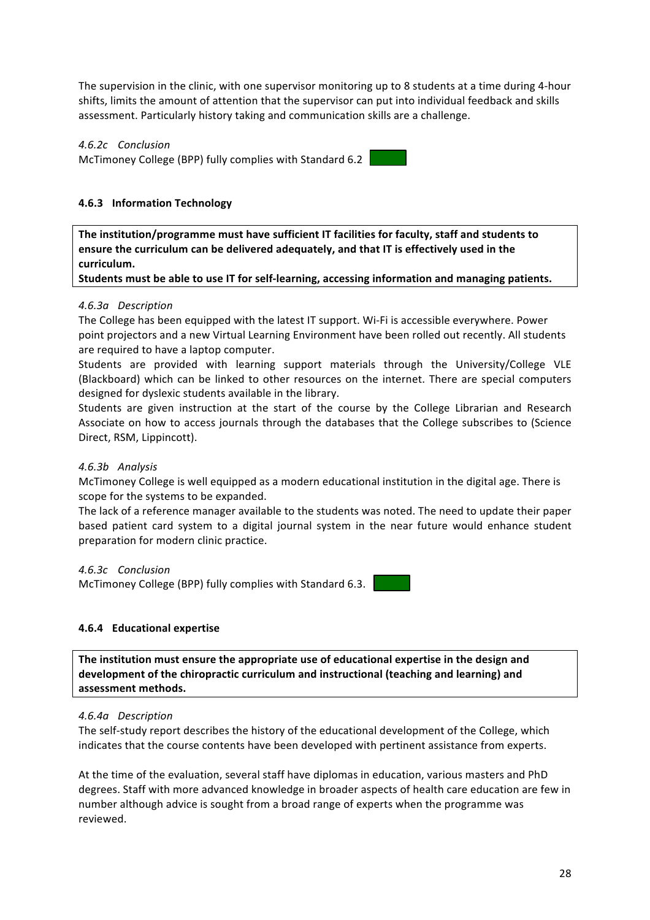The supervision in the clinic, with one supervisor monitoring up to 8 students at a time during 4-hour shifts, limits the amount of attention that the supervisor can put into individual feedback and skills assessment. Particularly history taking and communication skills are a challenge.

*4.6.2c Conclusion*

McTimoney College (BPP) fully complies with Standard 6.2

### 4.6.3 Information Technology

**The institution/programme must have sufficient IT facilities for faculty, staff and students to ensure the curriculum can be delivered adequately, and that IT is effectively used in the curriculum.**

**Students must be able to use IT for self-learning, accessing information and managing patients.**

*4.6.3a Description*

The College has been equipped with the latest IT support. Wi-Fi is accessible everywhere. Power point projectors and a new Virtual Learning Environment have been rolled out recently. All students are required to have a laptop computer.

Students are provided with learning support materials through the University/College VLE (Blackboard) which can be linked to other resources on the internet. There are special computers designed for dyslexic students available in the library.

Students are given instruction at the start of the course by the College Librarian and Research Associate on how to access journals through the databases that the College subscribes to (Science Direct, RSM, Lippincott).

*4.6.3b Analysis*

McTimoney College is well equipped as a modern educational institution in the digital age. There is scope for the systems to be expanded.

The lack of a reference manager available to the students was noted. The need to update their paper based patient card system to a digital journal system in the near future would enhance student preparation for modern clinic practice.

*4.6.3c Conclusion*

McTimoney College (BPP) fully complies with Standard 6.3.

### 4.6.4 Educational expertise

**The institution must ensure the appropriate use of educational expertise in the design and development of the chiropractic curriculum and instructional (teaching and learning) and assessment methods.**

*4.6.4a Description*

The self-study report describes the history of the educational development of the College, which indicates that the course contents have been developed with pertinent assistance from experts.

At the time of the evaluation, several staff have diplomas in education, various masters and PhD degrees. Staff with more advanced knowledge in broader aspects of health care education are few in number although advice is sought from a broad range of experts when the programme was reviewed.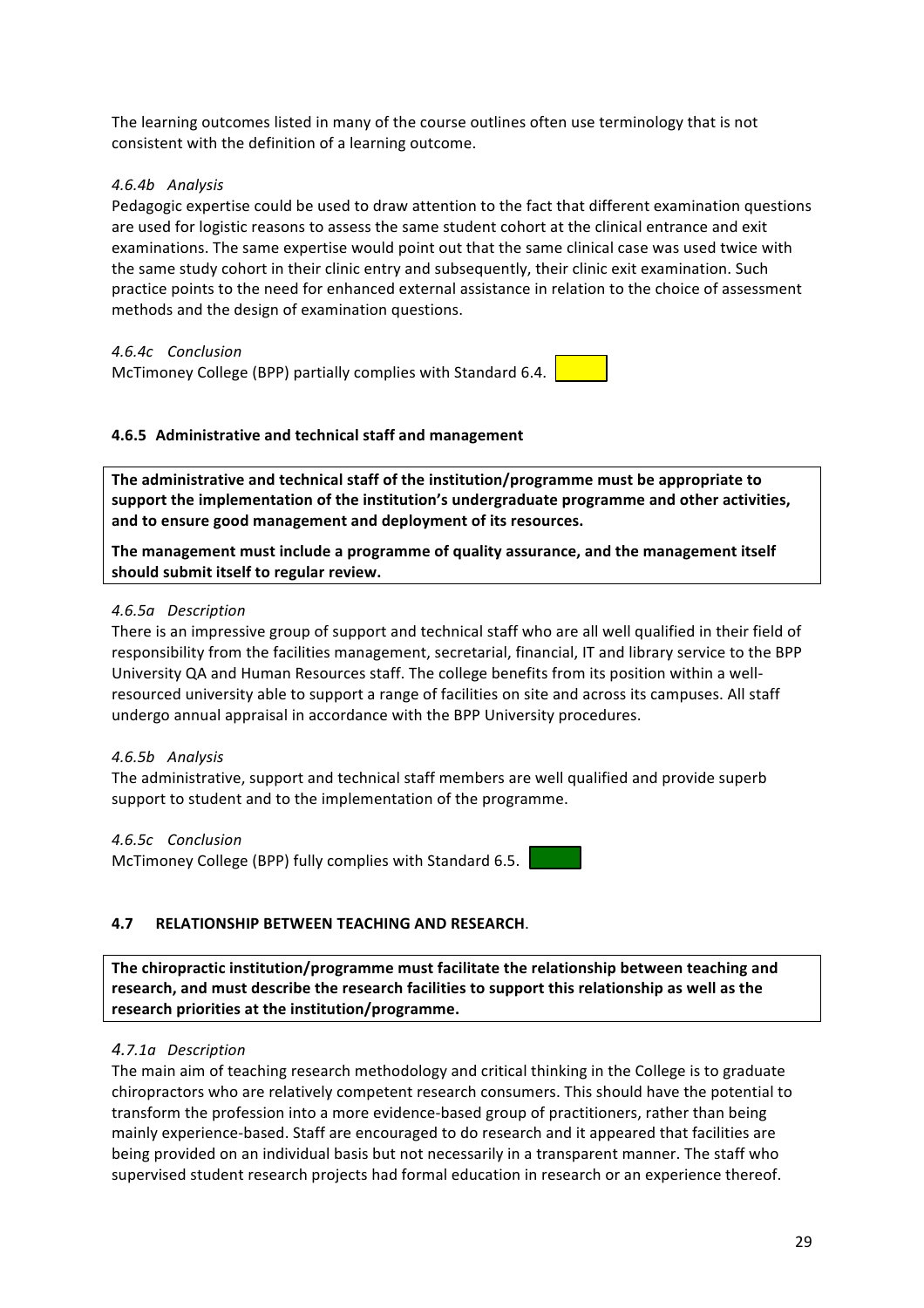The learning outcomes listed in many of the course outlines often use terminology that is not consistent with the definition of a learning outcome.

*4.6.4b Analysis*

Pedagogic expertise could be used to draw attention to the fact that different examination questions are used for logistic reasons to assess the same student cohort at the clinical entrance and exit examinations. The same expertise would point out that the same clinical case was used twice with the same study cohort in their clinic entry and subsequently, their clinic exit examination. Such practice points to the need for enhanced external assistance in relation to the choice of assessment methods and the design of examination questions.

*4.6.4c Conclusion*

McTimoney College (BPP) partially complies with Standard 6.4.

#### 4.6.5 Administrative and technical staff and management

**The administrative and technical staff of the institution/programme must be appropriate to support the implementation of the institution's undergraduate programme and other activities, and to ensure good management and deployment of its resources.**

**The management must include a programme of quality assurance, and the management itself should submit itself to regular review.**

*4.6.5a Description*

There is an impressive group of support and technical staff who are all well qualified in their field of responsibility from the facilities management, secretarial, financial, IT and library service to the BPP University QA and Human Resources staff. The college benefits from its position within a well-resourced university able to support a range of facilities on site and across its campuses. All staff undergo annual appraisal in accordance with the BPP University procedures.

*4.6.5b Analysis*

The administrative, support and technical staff members are well qualified and provide superb support to student and to the implementation of the programme.

*4.6.5c Conclusion*

McTimoney College (BPP) fully complies with Standard 6.5.

### 4.7 RELATIONSHIP BETWEEN TEACHING AND RESEARCH.

**The chiropractic institution/programme must facilitate the relationship between teaching and research, and must describe the research facilities to support this relationship as well as the research priorities at the institution/programme.**

*4.7.1a Description*

The main aim of teaching research methodology and critical thinking in the College is to graduate chiropractors who are relatively competent research consumers. This should have the potential to transform the profession into a more evidence-based group of practitioners, rather than being mainly experience-based. Staff are encouraged to do research and it appeared that facilities are being provided on an individual basis but not necessarily in a transparent manner. The staff who supervised student research projects had formal education in research or an experience thereof.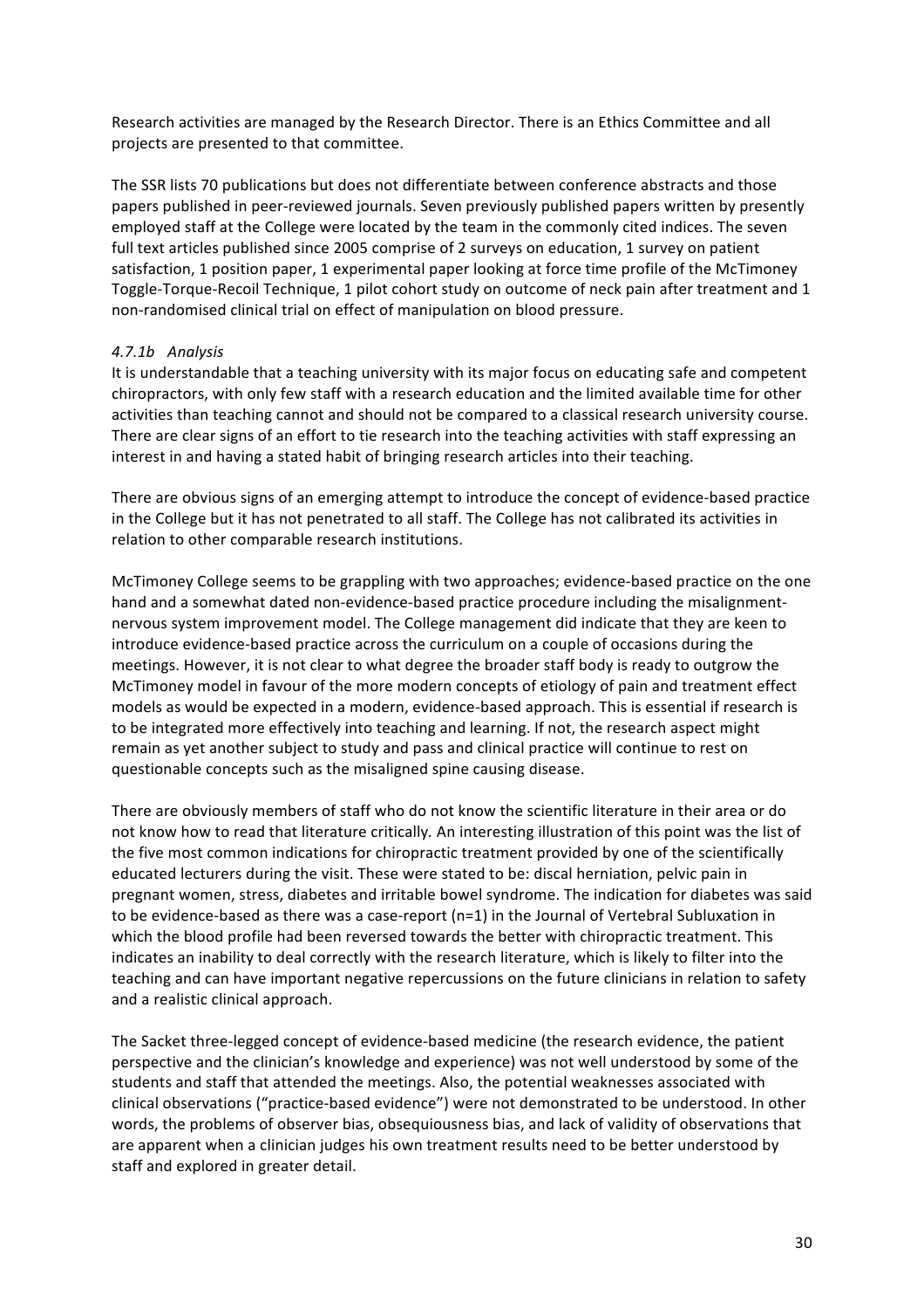Research activities are managed by the Research Director. There is an Ethics Committee and all projects are presented to that committee.

The SSR lists 70 publications but does not differentiate between conference abstracts and those papers published in peer-reviewed journals. Seven previously published papers written by presently employed staff at the College were located by the team in the commonly cited indices. The seven full text articles published since 2005 comprise of 2 surveys on education, 1 survey on patient satisfaction, 1 position paper, 1 experimental paper looking at force time profile of the McTimoney Toggle-Torque-Recoil Technique, 1 pilot cohort study on outcome of neck pain after treatment and 1 non-randomised clinical trial on effect of manipulation on blood pressure.

#### *4.7.1b Analysis*

It is understandable that a teaching university with its major focus on educating safe and competent chiropractors, with only few staff with a research education and the limited available time for other activities than teaching cannot and should not be compared to a classical research university course. There are clear signs of an effort to tie research into the teaching activities with staff expressing an interest in and having a stated habit of bringing research articles into their teaching.

There are obvious signs of an emerging attempt to introduce the concept of evidence-based practice in the College but it has not penetrated to all staff. The College has not calibrated its activities in relation to other comparable research institutions.

McTimoney College seems to be grappling with two approaches; evidence-based practice on the one hand and a somewhat dated non-evidence-based practice procedure including the misalignment-nervous system improvement model. The College management did indicate that they are keen to introduce evidence-based practice across the curriculum on a couple of occasions during the meetings. However, it is not clear to what degree the broader staff body is ready to outgrow the McTimoney model in favour of the more modern concepts of etiology of pain and treatment effect models as would be expected in a modern, evidence-based approach. This is essential if research is to be integrated more effectively into teaching and learning. If not, the research aspect might remain as yet another subject to study and pass and clinical practice will continue to rest on questionable concepts such as the misaligned spine causing disease.

There are obviously members of staff who do not know the scientific literature in their area or do not know how to read that literature critically. An interesting illustration of this point was the list of the five most common indications for chiropractic treatment provided by one of the scientifically educated lecturers during the visit. These were stated to be: discal herniation, pelvic pain in pregnant women, stress, diabetes and irritable bowel syndrome. The indication for diabetes was said to be evidence-based as there was a case-report (n=1) in the Journal of Vertebral Subluxation in which the blood profile had been reversed towards the better with chiropractic treatment. This indicates an inability to deal correctly with the research literature, which is likely to filter into the teaching and can have important negative repercussions on the future clinicians in relation to safety and a realistic clinical approach.

The Sacket three-legged concept of evidence-based medicine (the research evidence, the patient perspective and the clinician's knowledge and experience) was not well understood by some of the students and staff that attended the meetings. Also, the potential weaknesses associated with clinical observations ("practice-based evidence") were not demonstrated to be understood. In other words, the problems of observer bias, obsequiousness bias, and lack of validity of observations that are apparent when a clinician judges his own treatment results need to be better understood by staff and explored in greater detail.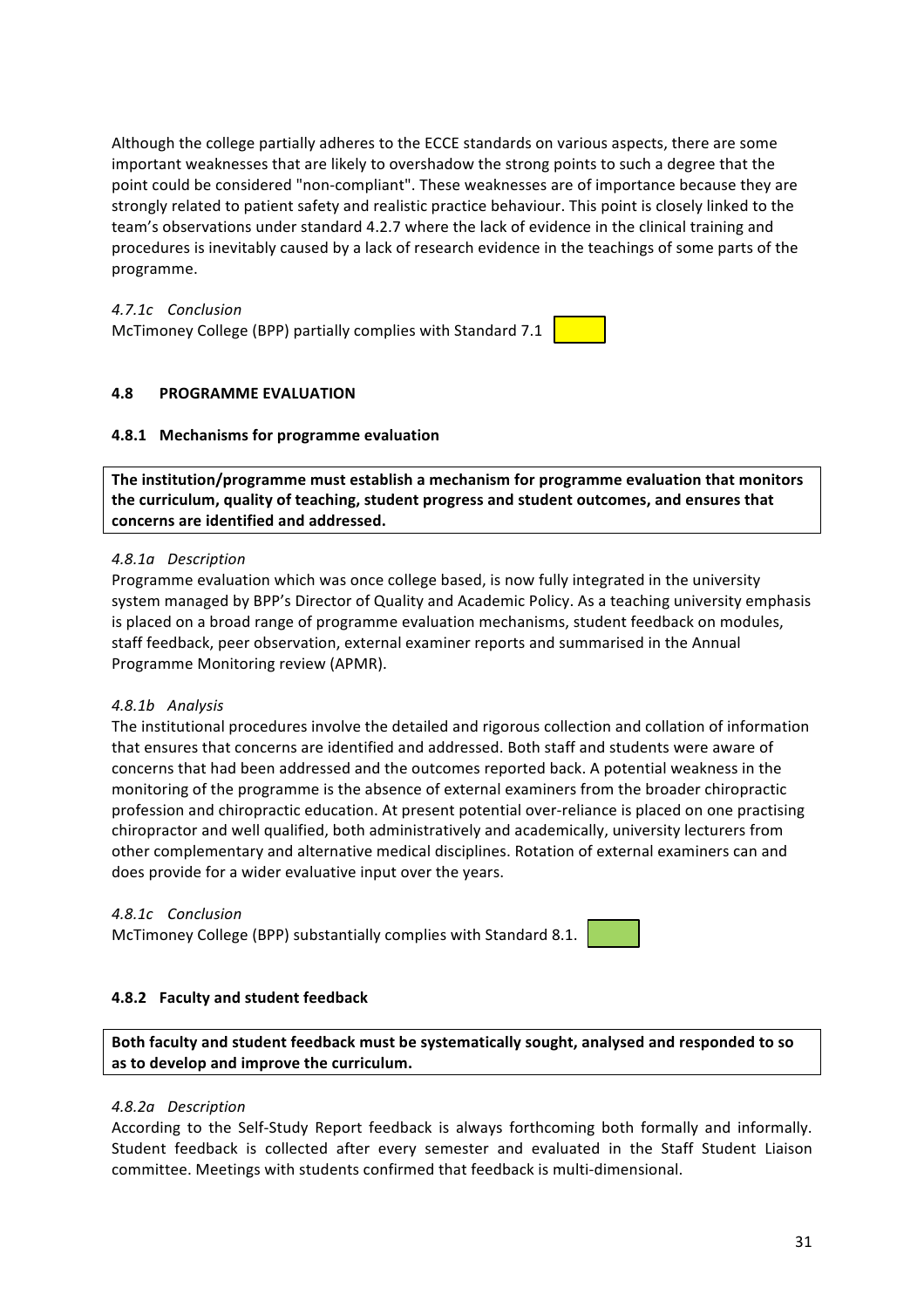Although the college partially adheres to the ECCE standards on various aspects, there are some important weaknesses that are likely to overshadow the strong points to such a degree that the point could be considered "non-compliant". These weaknesses are of importance because they are strongly related to patient safety and realistic practice behaviour. This point is closely linked to the team's observations under standard 4.2.7 where the lack of evidence in the clinical training and procedures is inevitably caused by a lack of research evidence in the teachings of some parts of the programme.

*4.7.1c Conclusion*

McTimoney College (BPP) partially complies with Standard 7.1

## 4.8 PROGRAMME EVALUATION

### 4.8.1 Mechanisms for programme evaluation

**The institution/programme must establish a mechanism for programme evaluation that monitors the curriculum, quality of teaching, student progress and student outcomes, and ensures that concerns are identified and addressed.**

*4.8.1a Description*

Programme evaluation which was once college based, is now fully integrated in the university system managed by BPP's Director of Quality and Academic Policy. As a teaching university emphasis is placed on a broad range of programme evaluation mechanisms, student feedback on modules, staff feedback, peer observation, external examiner reports and summarised in the Annual Programme Monitoring review (APMR).

*4.8.1b Analysis*

The institutional procedures involve the detailed and rigorous collection and collation of information that ensures that concerns are identified and addressed. Both staff and students were aware of concerns that had been addressed and the outcomes reported back. A potential weakness in the monitoring of the programme is the absence of external examiners from the broader chiropractic profession and chiropractic education. At present potential over-reliance is placed on one practising chiropractor and well qualified, both administratively and academically, university lecturers from other complementary and alternative medical disciplines. Rotation of external examiners can and does provide for a wider evaluative input over the years.

*4.8.1c Conclusion*

McTimoney College (BPP) substantially complies with Standard 8.1.

### 4.8.2 Faculty and student feedback

**Both faculty and student feedback must be systematically sought, analysed and responded to so as to develop and improve the curriculum.**

*4.8.2a Description*

According to the Self-Study Report feedback is always forthcoming both formally and informally. Student feedback is collected after every semester and evaluated in the Staff Student Liaison committee. Meetings with students confirmed that feedback is multi-dimensional.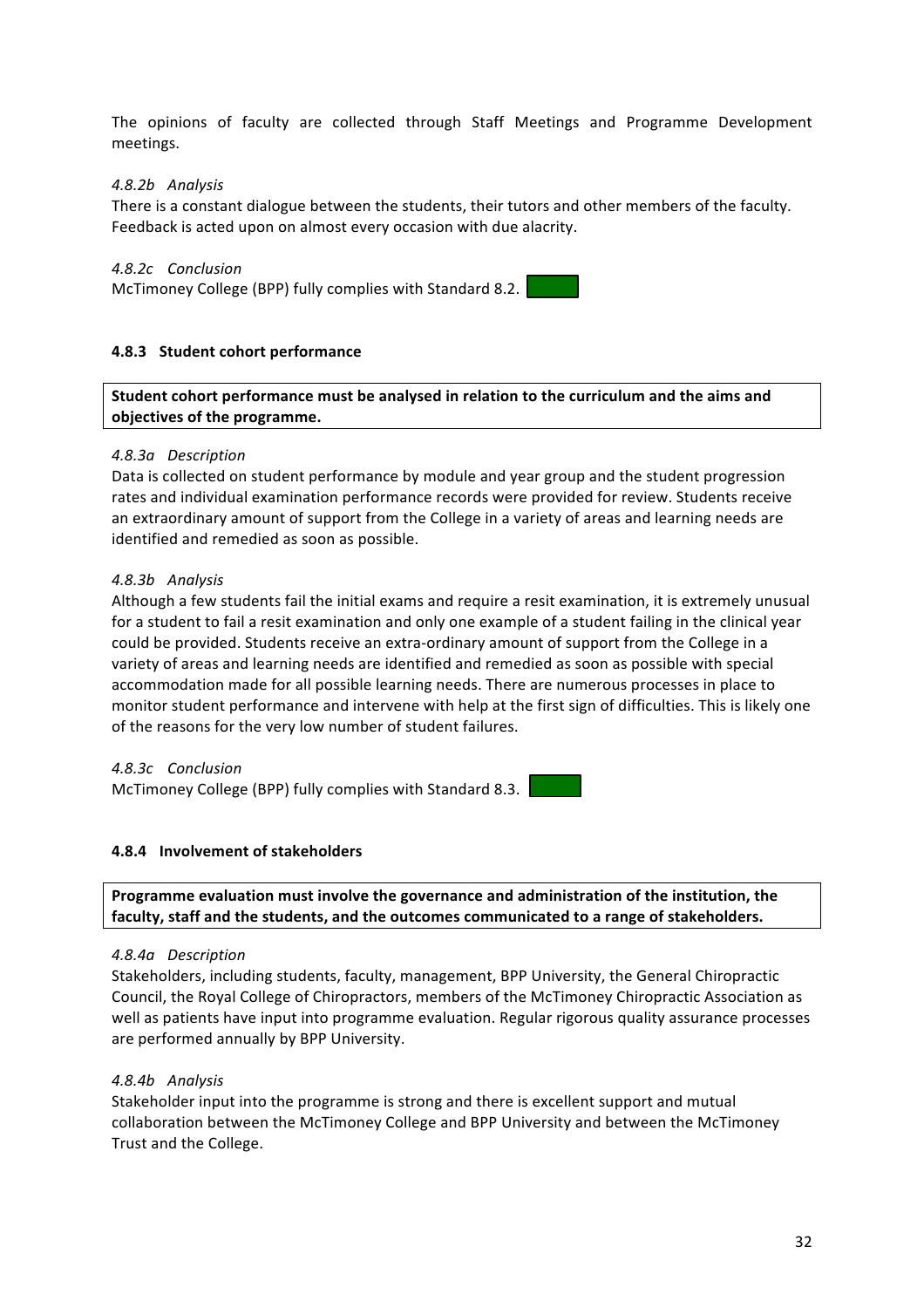The opinions of faculty are collected through Staff Meetings and Programme Development meetings.

*4.8.2b Analysis*

There is a constant dialogue between the students, their tutors and other members of the faculty. Feedback is acted upon on almost every occasion with due alacrity.

*4.8.2c Conclusion*

McTimoney College (BPP) fully complies with Standard 8.2.

#### 4.8.3 Student cohort performance

**Student cohort performance must be analysed in relation to the curriculum and the aims and objectives of the programme.**

*4.8.3a Description*

Data is collected on student performance by module and year group and the student progression rates and individual examination performance records were provided for review. Students receive an extraordinary amount of support from the College in a variety of areas and learning needs are identified and remedied as soon as possible.

*4.8.3b Analysis*

Although a few students fail the initial exams and require a resit examination, it is extremely unusual for a student to fail a resit examination and only one example of a student failing in the clinical year could be provided. Students receive an extra-ordinary amount of support from the College in a variety of areas and learning needs are identified and remedied as soon as possible with special accommodation made for all possible learning needs. There are numerous processes in place to monitor student performance and intervene with help at the first sign of difficulties. This is likely one of the reasons for the very low number of student failures.

*4.8.3c Conclusion*

McTimoney College (BPP) fully complies with Standard 8.3.

#### 4.8.4 Involvement of stakeholders

**Programme evaluation must involve the governance and administration of the institution, the faculty, staff and the students, and the outcomes communicated to a range of stakeholders.**

*4.8.4a Description*

Stakeholders, including students, faculty, management, BPP University, the General Chiropractic Council, the Royal College of Chiropractors, members of the McTimoney Chiropractic Association as well as patients have input into programme evaluation. Regular rigorous quality assurance processes are performed annually by BPP University.

*4.8.4b Analysis*

Stakeholder input into the programme is strong and there is excellent support and mutual collaboration between the McTimoney College and BPP University and between the McTimoney Trust and the College.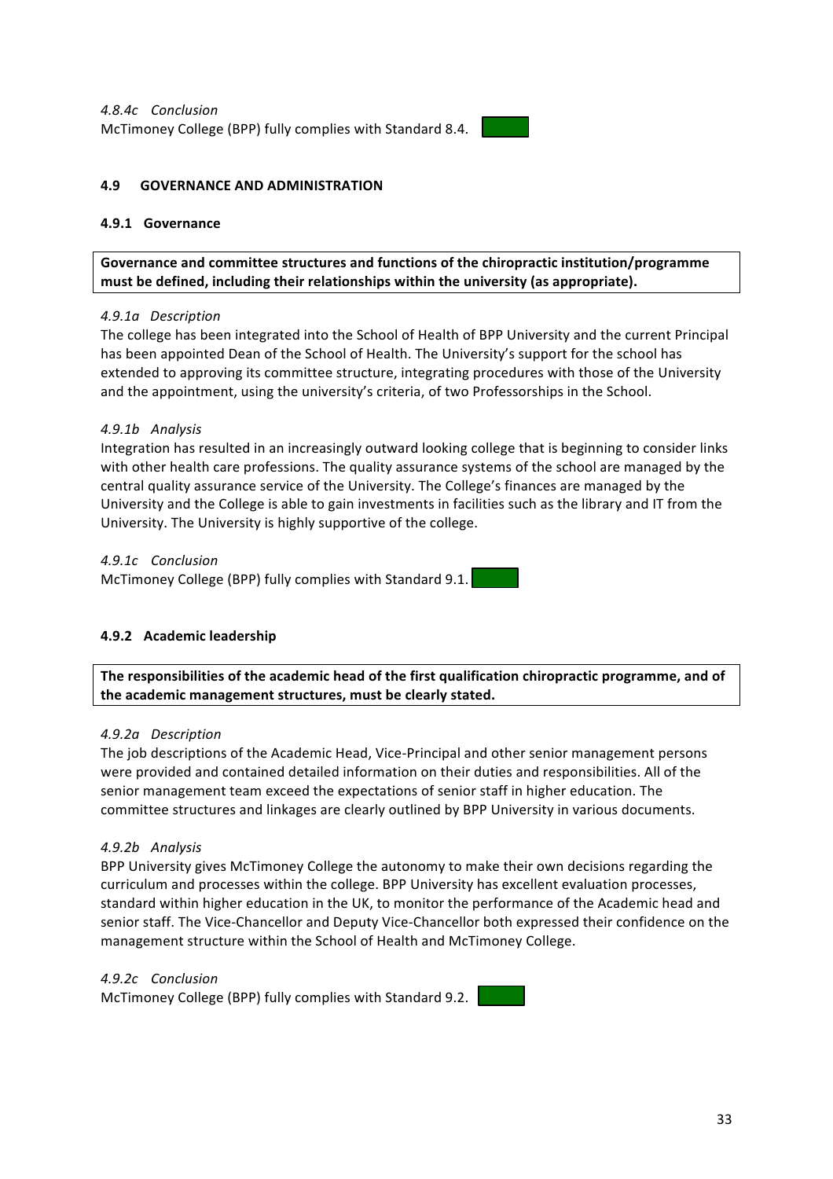*4.8.4c Conclusion*

McTimoney College (BPP) fully complies with Standard 8.4.

### 4.9 GOVERNANCE AND ADMINISTRATION

#### 4.9.1 Governance

**Governance and committee structures and functions of the chiropractic institution/programme must be defined, including their relationships within the university (as appropriate).**

*4.9.1a Description*

The college has been integrated into the School of Health of BPP University and the current Principal has been appointed Dean of the School of Health. The University's support for the school has extended to approving its committee structure, integrating procedures with those of the University and the appointment, using the university's criteria, of two Professorships in the School.

*4.9.1b Analysis*

Integration has resulted in an increasingly outward looking college that is beginning to consider links with other health care professions. The quality assurance systems of the school are managed by the central quality assurance service of the University. The College's finances are managed by the University and the College is able to gain investments in facilities such as the library and IT from the University. The University is highly supportive of the college.

*4.9.1c Conclusion*

McTimoney College (BPP) fully complies with Standard 9.1.

#### 4.9.2 Academic leadership

**The responsibilities of the academic head of the first qualification chiropractic programme, and of the academic management structures, must be clearly stated.**

*4.9.2a Description*

The job descriptions of the Academic Head, Vice-Principal and other senior management persons were provided and contained detailed information on their duties and responsibilities. All of the senior management team exceed the expectations of senior staff in higher education. The committee structures and linkages are clearly outlined by BPP University in various documents.

*4.9.2b Analysis*

BPP University gives McTimoney College the autonomy to make their own decisions regarding the curriculum and processes within the college. BPP University has excellent evaluation processes, standard within higher education in the UK, to monitor the performance of the Academic head and senior staff. The Vice-Chancellor and Deputy Vice-Chancellor both expressed their confidence on the management structure within the School of Health and McTimoney College.

*4.9.2c Conclusion*

McTimoney College (BPP) fully complies with Standard 9.2.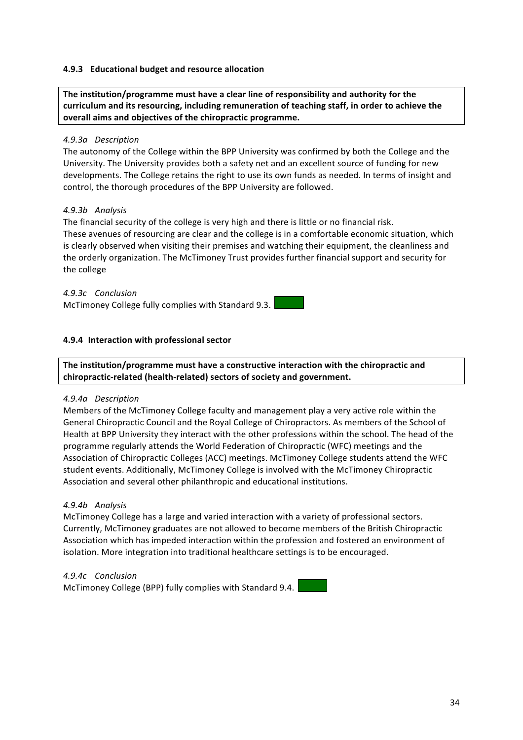### 4.9.3 Educational budget and resource allocation

**The institution/programme must have a clear line of responsibility and authority for the curriculum and its resourcing, including remuneration of teaching staff, in order to achieve the overall aims and objectives of the chiropractic programme.**

*4.9.3a Description*

The autonomy of the College within the BPP University was confirmed by both the College and the University. The University provides both a safety net and an excellent source of funding for new developments. The College retains the right to use its own funds as needed. In terms of insight and control, the thorough procedures of the BPP University are followed.

*4.9.3b Analysis*

The financial security of the college is very high and there is little or no financial risk.
These avenues of resourcing are clear and the college is in a comfortable economic situation, which is clearly observed when visiting their premises and watching their equipment, the cleanliness and the orderly organization. The McTimoney Trust provides further financial support and security for the college

*4.9.3c Conclusion*

McTimoney College fully complies with Standard 9.3.

### 4.9.4 Interaction with professional sector

**The institution/programme must have a constructive interaction with the chiropractic and chiropractic-related (health-related) sectors of society and government.**

*4.9.4a Description*

Members of the McTimoney College faculty and management play a very active role within the General Chiropractic Council and the Royal College of Chiropractors. As members of the School of Health at BPP University they interact with the other professions within the school. The head of the programme regularly attends the World Federation of Chiropractic (WFC) meetings and the Association of Chiropractic Colleges (ACC) meetings. McTimoney College students attend the WFC student events. Additionally, McTimoney College is involved with the McTimoney Chiropractic Association and several other philanthropic and educational institutions.

*4.9.4b Analysis*

McTimoney College has a large and varied interaction with a variety of professional sectors. Currently, McTimoney graduates are not allowed to become members of the British Chiropractic Association which has impeded interaction within the profession and fostered an environment of isolation. More integration into traditional healthcare settings is to be encouraged.

*4.9.4c Conclusion*

McTimoney College (BPP) fully complies with Standard 9.4.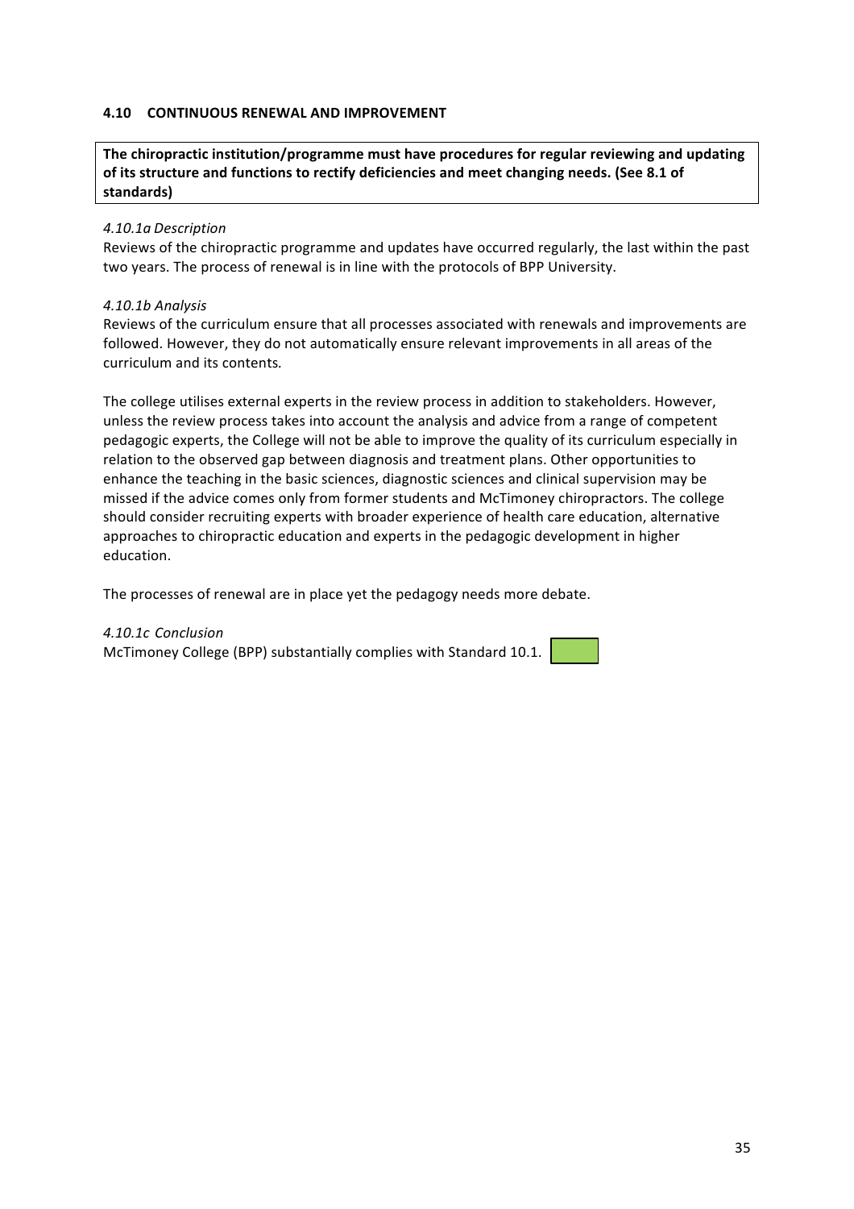### 4.10 CONTINUOUS RENEWAL AND IMPROVEMENT

**The chiropractic institution/programme must have procedures for regular reviewing and updating of its structure and functions to rectify deficiencies and meet changing needs. (See 8.1 of standards)**

*4.10.1a Description*

Reviews of the chiropractic programme and updates have occurred regularly, the last within the past two years. The process of renewal is in line with the protocols of BPP University.

*4.10.1b Analysis*

Reviews of the curriculum ensure that all processes associated with renewals and improvements are followed. However, they do not automatically ensure relevant improvements in all areas of the curriculum and its contents.

The college utilises external experts in the review process in addition to stakeholders. However, unless the review process takes into account the analysis and advice from a range of competent pedagogic experts, the College will not be able to improve the quality of its curriculum especially in relation to the observed gap between diagnosis and treatment plans. Other opportunities to enhance the teaching in the basic sciences, diagnostic sciences and clinical supervision may be missed if the advice comes only from former students and McTimoney chiropractors. The college should consider recruiting experts with broader experience of health care education, alternative approaches to chiropractic education and experts in the pedagogic development in higher education.

The processes of renewal are in place yet the pedagogy needs more debate.

*4.10.1c Conclusion*

McTimoney College (BPP) substantially complies with Standard 10.1.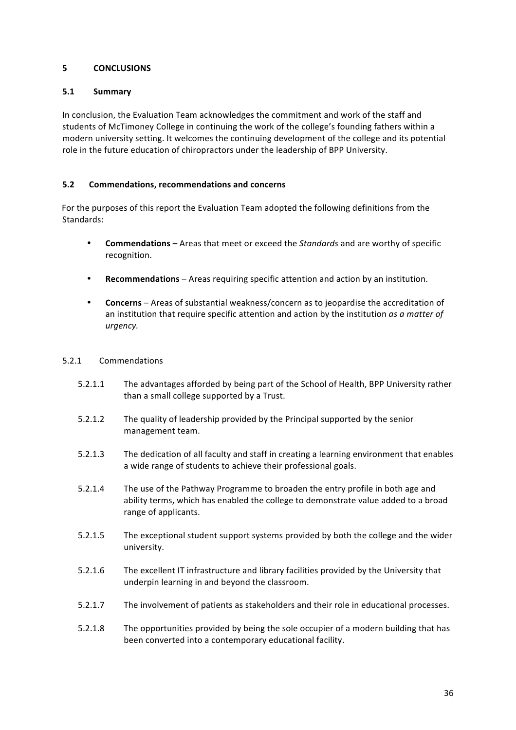# 5 CONCLUSIONS

## 5.1 Summary

In conclusion, the Evaluation Team acknowledges the commitment and work of the staff and students of McTimoney College in continuing the work of the college's founding fathers within a modern university setting. It welcomes the continuing development of the college and its potential role in the future education of chiropractors under the leadership of BPP University.

## 5.2 Commendations, recommendations and concerns

For the purposes of this report the Evaluation Team adopted the following definitions from the Standards:

- **Commendations** – Areas that meet or exceed the *Standards* and are worthy of specific recognition.
- **Recommendations** – Areas requiring specific attention and action by an institution.
- **Concerns** – Areas of substantial weakness/concern as to jeopardise the accreditation of an institution that require specific attention and action by the institution *as a matter of urgency.*

### 5.2.1 Commendations

5.2.1.1 The advantages afforded by being part of the School of Health, BPP University rather than a small college supported by a Trust.

5.2.1.2 The quality of leadership provided by the Principal supported by the senior management team.

5.2.1.3 The dedication of all faculty and staff in creating a learning environment that enables a wide range of students to achieve their professional goals.

5.2.1.4 The use of the Pathway Programme to broaden the entry profile in both age and ability terms, which has enabled the college to demonstrate value added to a broad range of applicants.

5.2.1.5 The exceptional student support systems provided by both the college and the wider university.

5.2.1.6 The excellent IT infrastructure and library facilities provided by the University that underpin learning in and beyond the classroom.

5.2.1.7 The involvement of patients as stakeholders and their role in educational processes.

5.2.1.8 The opportunities provided by being the sole occupier of a modern building that has been converted into a contemporary educational facility.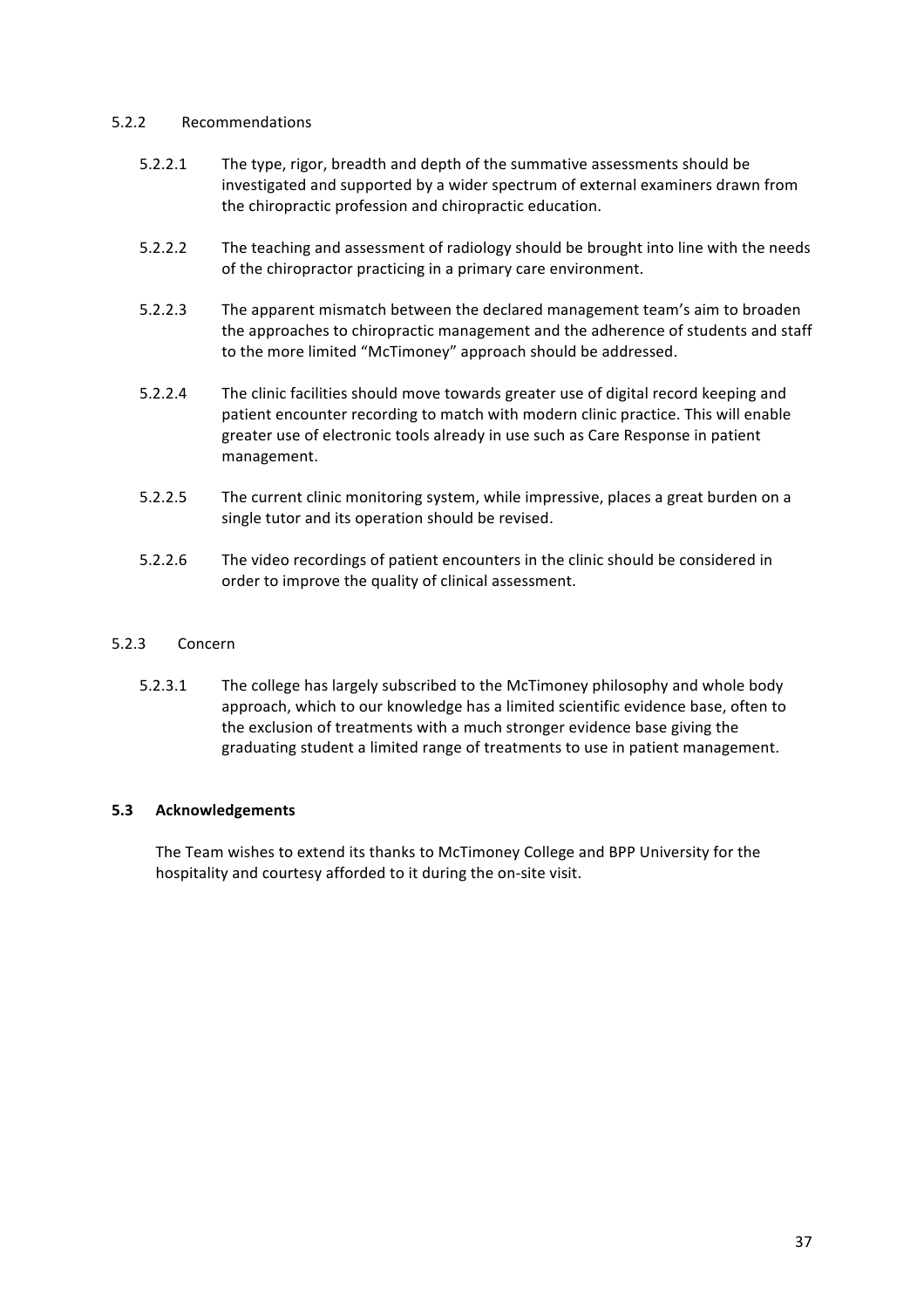### 5.2.2 Recommendations

5.2.2.1 The type, rigor, breadth and depth of the summative assessments should be investigated and supported by a wider spectrum of external examiners drawn from the chiropractic profession and chiropractic education.

5.2.2.2 The teaching and assessment of radiology should be brought into line with the needs of the chiropractor practicing in a primary care environment.

5.2.2.3 The apparent mismatch between the declared management team's aim to broaden the approaches to chiropractic management and the adherence of students and staff to the more limited "McTimoney" approach should be addressed.

5.2.2.4 The clinic facilities should move towards greater use of digital record keeping and patient encounter recording to match with modern clinic practice. This will enable greater use of electronic tools already in use such as Care Response in patient management.

5.2.2.5 The current clinic monitoring system, while impressive, places a great burden on a single tutor and its operation should be revised.

5.2.2.6 The video recordings of patient encounters in the clinic should be considered in order to improve the quality of clinical assessment.

### 5.2.3 Concern

5.2.3.1 The college has largely subscribed to the McTimoney philosophy and whole body approach, which to our knowledge has a limited scientific evidence base, often to the exclusion of treatments with a much stronger evidence base giving the graduating student a limited range of treatments to use in patient management.

## 5.3 Acknowledgements

The Team wishes to extend its thanks to McTimoney College and BPP University for the hospitality and courtesy afforded to it during the on-site visit.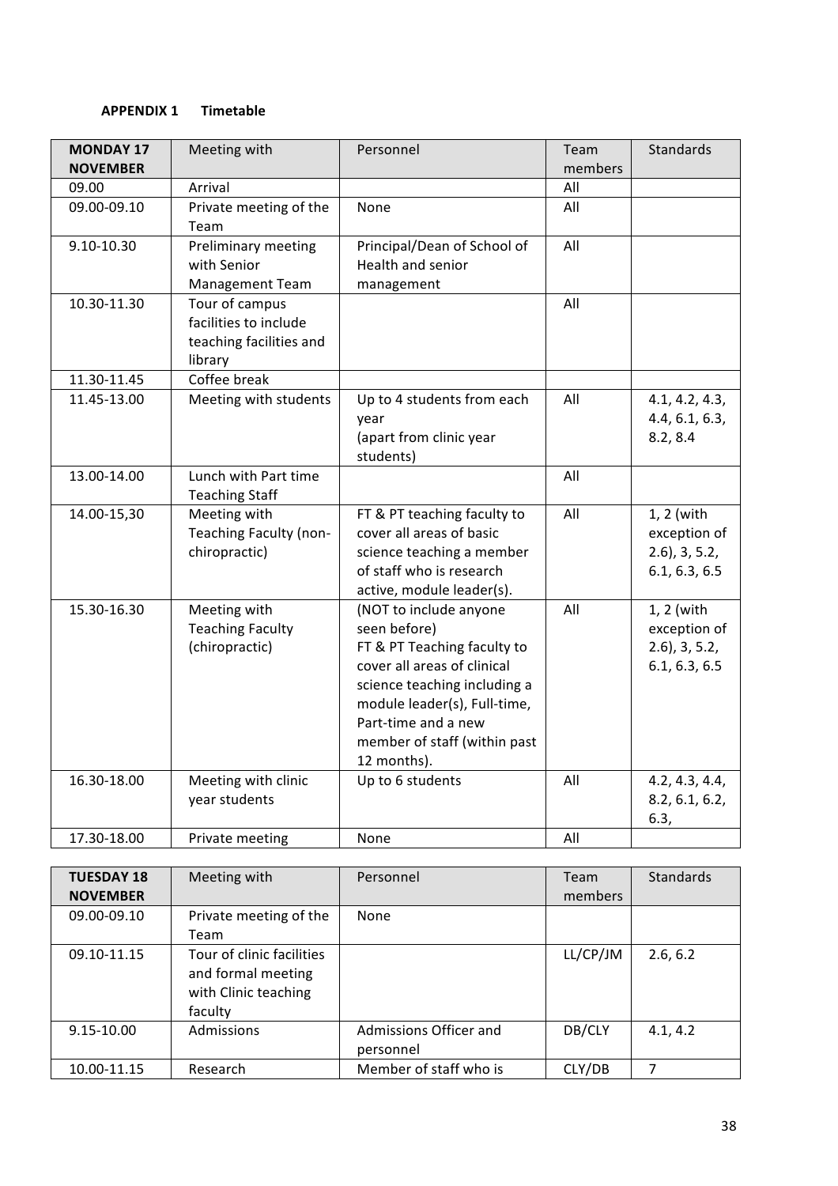**APPENDIX 1 Timetable**

| **MONDAY 17 NOVEMBER** | Meeting with | Personnel | Team members | Standards |
|---|---|---|---|---|
| 09.00 | Arrival | | All | |
| 09.00-09.10 | Private meeting of the Team | None | All | |
| 9.10-10.30 | Preliminary meeting with Senior Management Team | Principal/Dean of School of Health and senior management | All | |
| 10.30-11.30 | Tour of campus facilities to include teaching facilities and library | | All | |
| 11.30-11.45 | Coffee break | | | |
| 11.45-13.00 | Meeting with students | Up to 4 students from each year (apart from clinic year students) | All | 4.1, 4.2, 4.3, 4.4, 6.1, 6.3, 8.2, 8.4 |
| 13.00-14.00 | Lunch with Part time Teaching Staff | | All | |
| 14.00-15,30 | Meeting with Teaching Faculty (non-chiropractic) | FT & PT teaching faculty to cover all areas of basic science teaching a member of staff who is research active, module leader(s). | All | 1, 2 (with exception of 2.6), 3, 5.2, 6.1, 6.3, 6.5 |
| 15.30-16.30 | Meeting with Teaching Faculty (chiropractic) | (NOT to include anyone seen before) FT & PT Teaching faculty to cover all areas of clinical science teaching including a module leader(s), Full-time, Part-time and a new member of staff (within past 12 months). | All | 1, 2 (with exception of 2.6), 3, 5.2, 6.1, 6.3, 6.5 |
| 16.30-18.00 | Meeting with clinic year students | Up to 6 students | All | 4.2, 4.3, 4.4, 8.2, 6.1, 6.2, 6.3, |
| 17.30-18.00 | Private meeting | None | All | |

| **TUESDAY 18 NOVEMBER** | Meeting with | Personnel | Team members | Standards |
|---|---|---|---|---|
| 09.00-09.10 | Private meeting of the Team | None | | |
| 09.10-11.15 | Tour of clinic facilities and formal meeting with Clinic teaching faculty | | LL/CP/JM | 2.6, 6.2 |
| 9.15-10.00 | Admissions | Admissions Officer and personnel | DB/CLY | 4.1, 4.2 |
| 10.00-11.15 | Research | Member of staff who is | CLY/DB | 7 |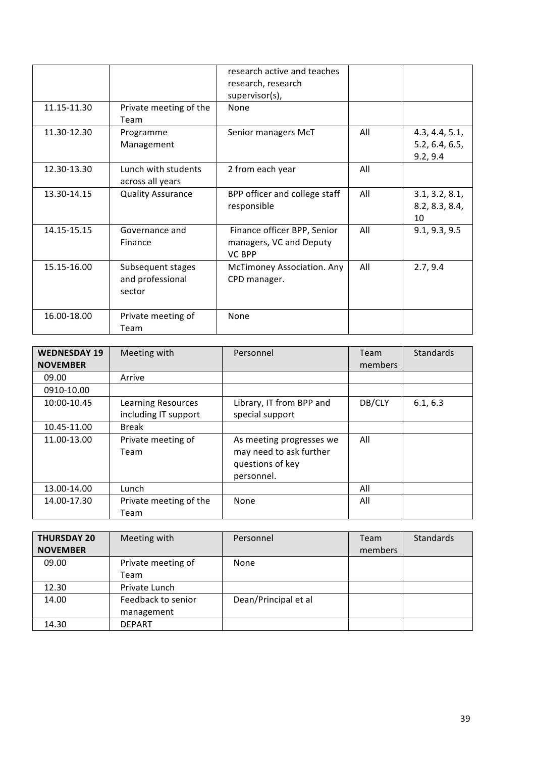| | | | | |
|---|---|---|---|---|
| | | research active and teaches research, research supervisor(s), | | |
| 11.15-11.30 | Private meeting of the Team | None | | |
| 11.30-12.30 | Programme Management | Senior managers McT | All | 4.3, 4.4, 5.1, 5.2, 6.4, 6.5, 9.2, 9.4 |
| 12.30-13.30 | Lunch with students across all years | 2 from each year | All | |
| 13.30-14.15 | Quality Assurance | BPP officer and college staff responsible | All | 3.1, 3.2, 8.1, 8.2, 8.3, 8.4, 10 |
| 14.15-15.15 | Governance and Finance | Finance officer BPP, Senior managers, VC and Deputy VC BPP | All | 9.1, 9.3, 9.5 |
| 15.15-16.00 | Subsequent stages and professional sector | McTimoney Association. Any CPD manager. | All | 2.7, 9.4 |
| 16.00-18.00 | Private meeting of Team | None | | |

| **WEDNESDAY 19 NOVEMBER** | Meeting with | Personnel | Team members | Standards |
|---|---|---|---|---|
| 09.00 | Arrive | | | |
| 0910-10.00 | | | | |
| 10:00-10.45 | Learning Resources including IT support | Library, IT from BPP and special support | DB/CLY | 6.1, 6.3 |
| 10.45-11.00 | Break | | | |
| 11.00-13.00 | Private meeting of Team | As meeting progresses we may need to ask further questions of key personnel. | All | |
| 13.00-14.00 | Lunch | | All | |
| 14.00-17.30 | Private meeting of the Team | None | All | |

| **THURSDAY 20 NOVEMBER** | Meeting with | Personnel | Team members | Standards |
|---|---|---|---|---|
| 09.00 | Private meeting of Team | None | | |
| 12.30 | Private Lunch | | | |
| 14.00 | Feedback to senior management | Dean/Principal et al | | |
| 14.30 | DEPART | | | |